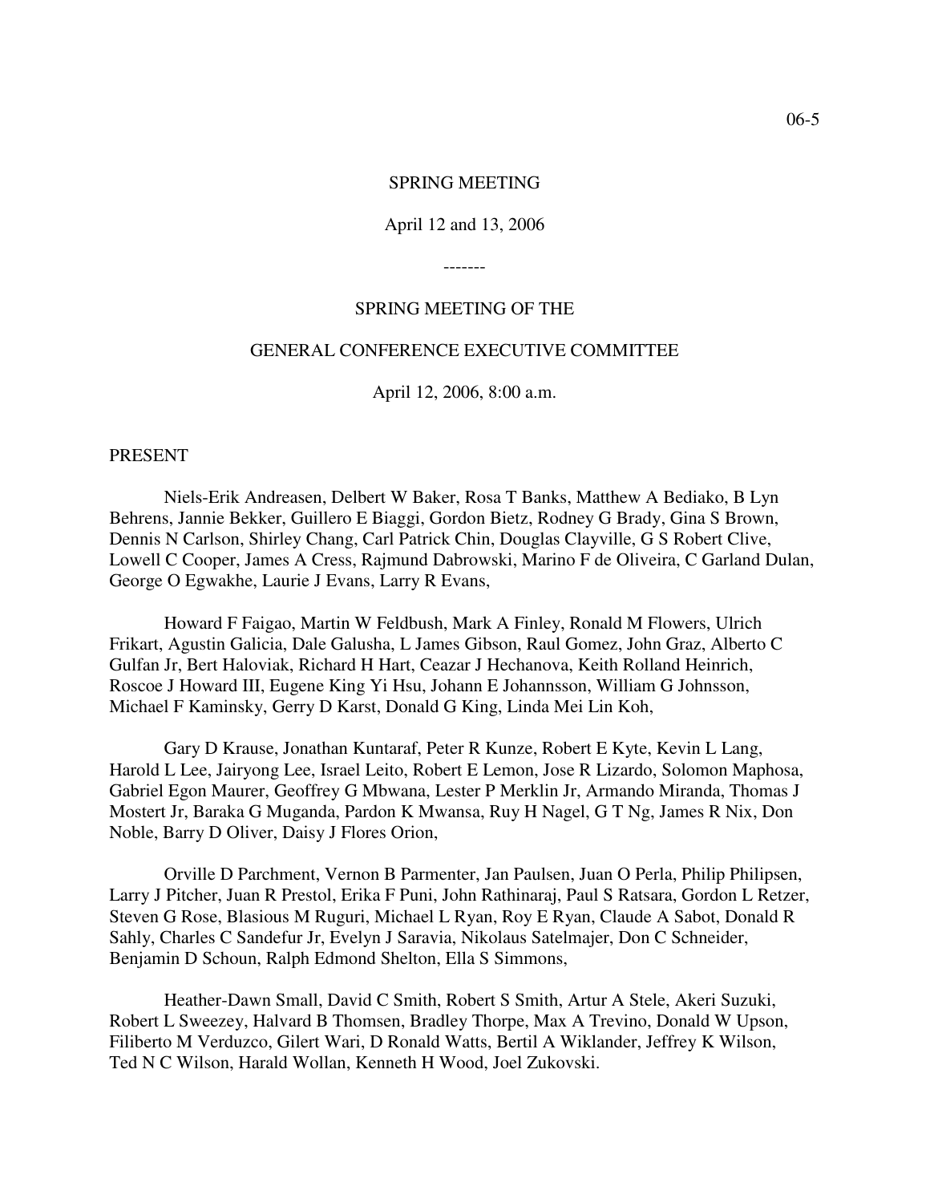06-5

SPRING MEETING

April 12 and 13, 2006

-------

SPRING MEETING OF THE

GENERAL CONFERENCE EXECUTIVE COMMITTEE

April 12, 2006, 8:00 a.m.

PRESENT

Niels-Erik Andreasen, Delbert W Baker, Rosa T Banks, Matthew A Bediako, B Lyn Behrens, Jannie Bekker, Guillero E Biaggi, Gordon Bietz, Rodney G Brady, Gina S Brown, Dennis N Carlson, Shirley Chang, Carl Patrick Chin, Douglas Clayville, G S Robert Clive, Lowell C Cooper, James A Cress, Rajmund Dabrowski, Marino F de Oliveira, C Garland Dulan, George O Egwakhe, Laurie J Evans, Larry R Evans,

Howard F Faigao, Martin W Feldbush, Mark A Finley, Ronald M Flowers, Ulrich Frikart, Agustin Galicia, Dale Galusha, L James Gibson, Raul Gomez, John Graz, Alberto C Gulfan Jr, Bert Haloviak, Richard H Hart, Ceazar J Hechanova, Keith Rolland Heinrich, Roscoe J Howard III, Eugene King Yi Hsu, Johann E Johannsson, William G Johnsson, Michael F Kaminsky, Gerry D Karst, Donald G King, Linda Mei Lin Koh,

Gary D Krause, Jonathan Kuntaraf, Peter R Kunze, Robert E Kyte, Kevin L Lang, Harold L Lee, Jairyong Lee, Israel Leito, Robert E Lemon, Jose R Lizardo, Solomon Maphosa, Gabriel Egon Maurer, Geoffrey G Mbwana, Lester P Merklin Jr, Armando Miranda, Thomas J Mostert Jr, Baraka G Muganda, Pardon K Mwansa, Ruy H Nagel, G T Ng, James R Nix, Don Noble, Barry D Oliver, Daisy J Flores Orion,

Orville D Parchment, Vernon B Parmenter, Jan Paulsen, Juan O Perla, Philip Philipsen, Larry J Pitcher, Juan R Prestol, Erika F Puni, John Rathinaraj, Paul S Ratsara, Gordon L Retzer, Steven G Rose, Blasious M Ruguri, Michael L Ryan, Roy E Ryan, Claude A Sabot, Donald R Sahly, Charles C Sandefur Jr, Evelyn J Saravia, Nikolaus Satelmajer, Don C Schneider, Benjamin D Schoun, Ralph Edmond Shelton, Ella S Simmons,

Heather-Dawn Small, David C Smith, Robert S Smith, Artur A Stele, Akeri Suzuki, Robert L Sweezey, Halvard B Thomsen, Bradley Thorpe, Max A Trevino, Donald W Upson, Filiberto M Verduzco, Gilert Wari, D Ronald Watts, Bertil A Wiklander, Jeffrey K Wilson, Ted N C Wilson, Harald Wollan, Kenneth H Wood, Joel Zukovski.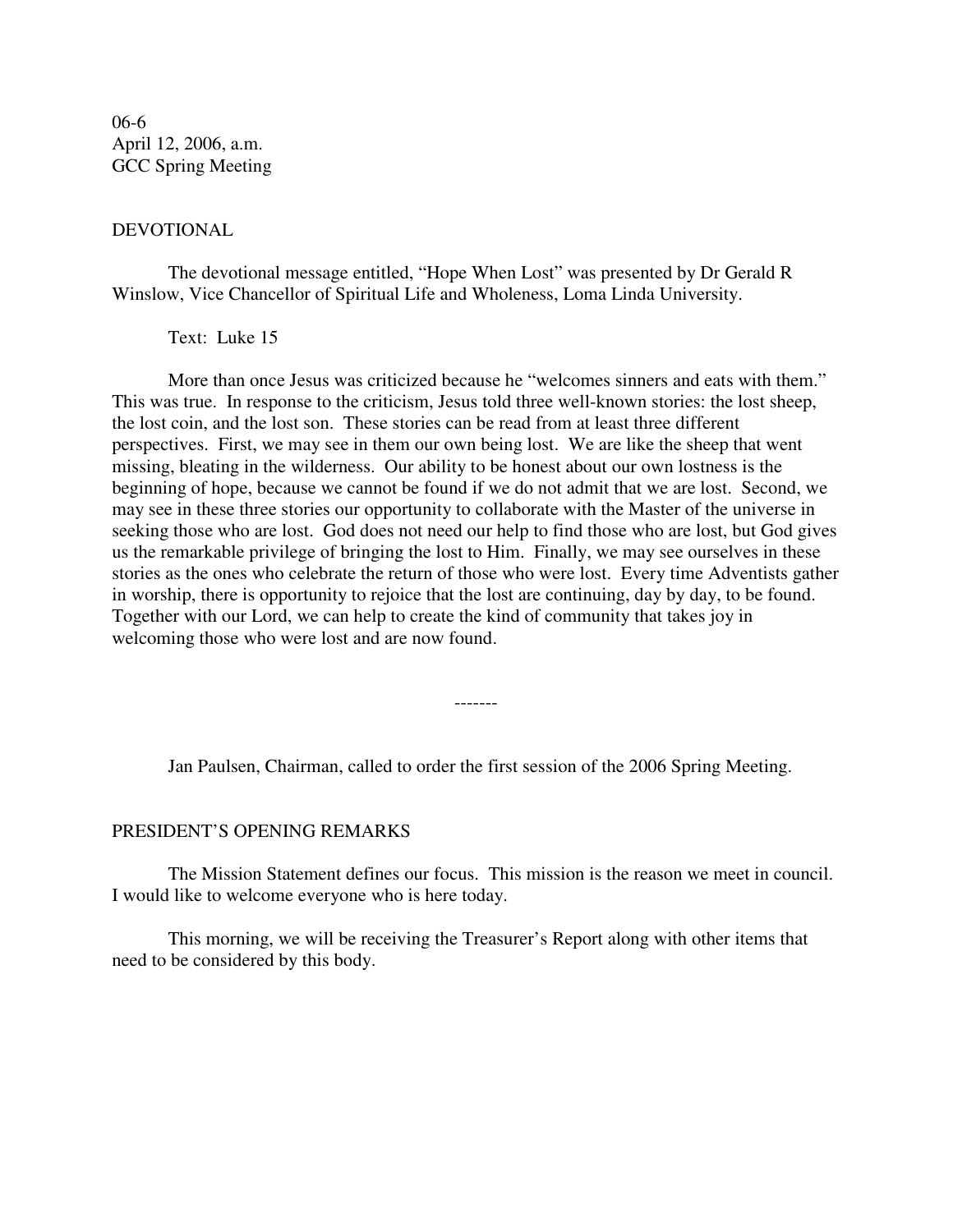06-6
April 12, 2006, a.m.
GCC Spring Meeting

DEVOTIONAL

The devotional message entitled, “Hope When Lost” was presented by Dr Gerald R Winslow, Vice Chancellor of Spiritual Life and Wholeness, Loma Linda University.

Text: Luke 15

More than once Jesus was criticized because he “welcomes sinners and eats with them.” This was true. In response to the criticism, Jesus told three well-known stories: the lost sheep, the lost coin, and the lost son. These stories can be read from at least three different perspectives. First, we may see in them our own being lost. We are like the sheep that went missing, bleating in the wilderness. Our ability to be honest about our own lostness is the beginning of hope, because we cannot be found if we do not admit that we are lost. Second, we may see in these three stories our opportunity to collaborate with the Master of the universe in seeking those who are lost. God does not need our help to find those who are lost, but God gives us the remarkable privilege of bringing the lost to Him. Finally, we may see ourselves in these stories as the ones who celebrate the return of those who were lost. Every time Adventists gather in worship, there is opportunity to rejoice that the lost are continuing, day by day, to be found. Together with our Lord, we can help to create the kind of community that takes joy in welcoming those who were lost and are now found.

-------

Jan Paulsen, Chairman, called to order the first session of the 2006 Spring Meeting.

PRESIDENT’S OPENING REMARKS

The Mission Statement defines our focus. This mission is the reason we meet in council. I would like to welcome everyone who is here today.

This morning, we will be receiving the Treasurer’s Report along with other items that need to be considered by this body.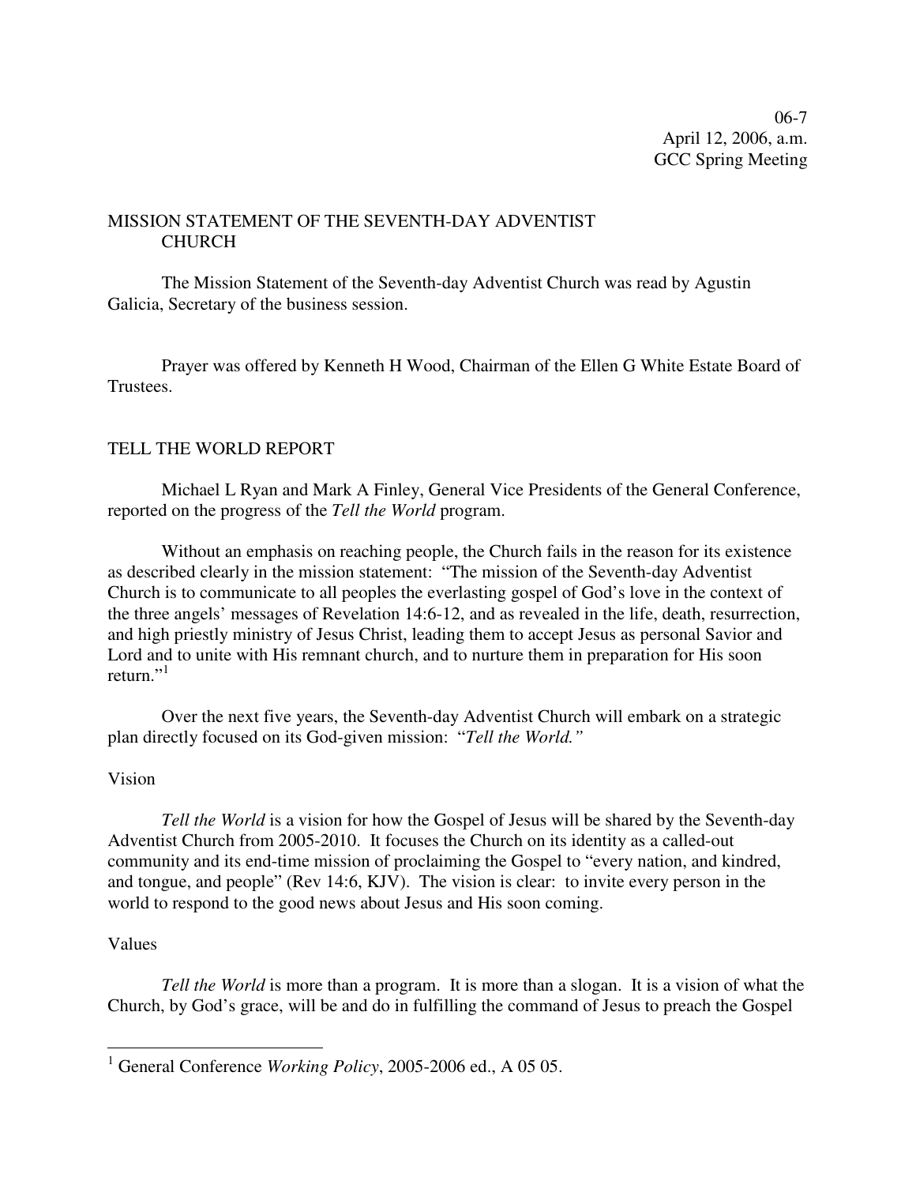06-7
April 12, 2006, a.m.
GCC Spring Meeting

MISSION STATEMENT OF THE SEVENTH-DAY ADVENTIST CHURCH

The Mission Statement of the Seventh-day Adventist Church was read by Agustin Galicia, Secretary of the business session.

Prayer was offered by Kenneth H Wood, Chairman of the Ellen G White Estate Board of Trustees.

TELL THE WORLD REPORT

Michael L Ryan and Mark A Finley, General Vice Presidents of the General Conference, reported on the progress of the *Tell the World* program.

Without an emphasis on reaching people, the Church fails in the reason for its existence as described clearly in the mission statement: "The mission of the Seventh-day Adventist Church is to communicate to all peoples the everlasting gospel of God's love in the context of the three angels' messages of Revelation 14:6-12, and as revealed in the life, death, resurrection, and high priestly ministry of Jesus Christ, leading them to accept Jesus as personal Savior and Lord and to unite with His remnant church, and to nurture them in preparation for His soon return."[1]

Over the next five years, the Seventh-day Adventist Church will embark on a strategic plan directly focused on its God-given mission: "*Tell the World.*"

Vision

*Tell the World* is a vision for how the Gospel of Jesus will be shared by the Seventh-day Adventist Church from 2005-2010. It focuses the Church on its identity as a called-out community and its end-time mission of proclaiming the Gospel to "every nation, and kindred, and tongue, and people" (Rev 14:6, KJV). The vision is clear: to invite every person in the world to respond to the good news about Jesus and His soon coming.

Values

*Tell the World* is more than a program. It is more than a slogan. It is a vision of what the Church, by God's grace, will be and do in fulfilling the command of Jesus to preach the Gospel

---

[1] General Conference *Working Policy*, 2005-2006 ed., A 05 05.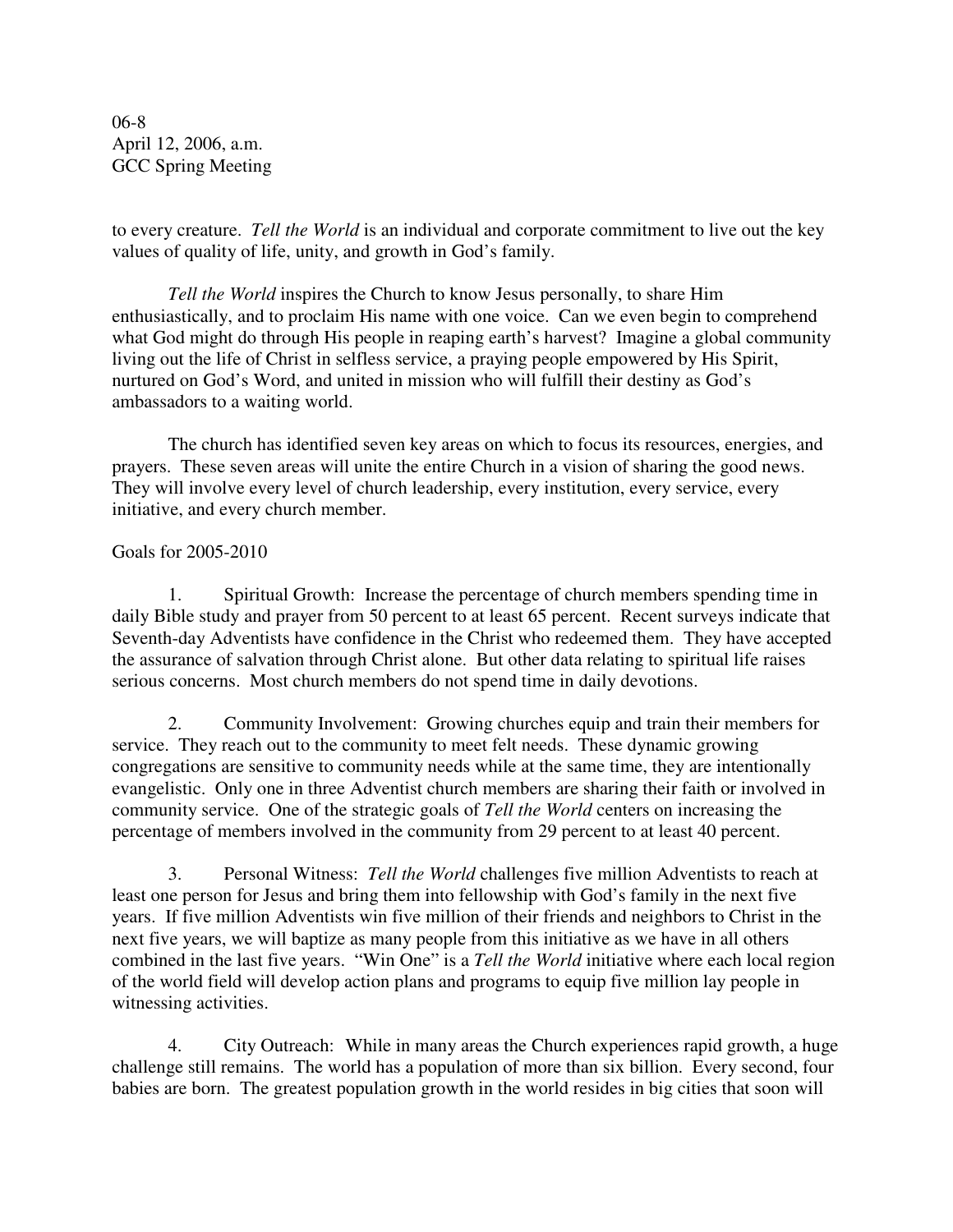to every creature. *Tell the World* is an individual and corporate commitment to live out the key values of quality of life, unity, and growth in God's family.

*Tell the World* inspires the Church to know Jesus personally, to share Him enthusiastically, and to proclaim His name with one voice. Can we even begin to comprehend what God might do through His people in reaping earth's harvest? Imagine a global community living out the life of Christ in selfless service, a praying people empowered by His Spirit, nurtured on God's Word, and united in mission who will fulfill their destiny as God's ambassadors to a waiting world.

The church has identified seven key areas on which to focus its resources, energies, and prayers. These seven areas will unite the entire Church in a vision of sharing the good news. They will involve every level of church leadership, every institution, every service, every initiative, and every church member.

Goals for 2005-2010

1. Spiritual Growth: Increase the percentage of church members spending time in daily Bible study and prayer from 50 percent to at least 65 percent. Recent surveys indicate that Seventh-day Adventists have confidence in the Christ who redeemed them. They have accepted the assurance of salvation through Christ alone. But other data relating to spiritual life raises serious concerns. Most church members do not spend time in daily devotions.

2. Community Involvement: Growing churches equip and train their members for service. They reach out to the community to meet felt needs. These dynamic growing congregations are sensitive to community needs while at the same time, they are intentionally evangelistic. Only one in three Adventist church members are sharing their faith or involved in community service. One of the strategic goals of *Tell the World* centers on increasing the percentage of members involved in the community from 29 percent to at least 40 percent.

3. Personal Witness: *Tell the World* challenges five million Adventists to reach at least one person for Jesus and bring them into fellowship with God's family in the next five years. If five million Adventists win five million of their friends and neighbors to Christ in the next five years, we will baptize as many people from this initiative as we have in all others combined in the last five years. "Win One" is a *Tell the World* initiative where each local region of the world field will develop action plans and programs to equip five million lay people in witnessing activities.

4. City Outreach: While in many areas the Church experiences rapid growth, a huge challenge still remains. The world has a population of more than six billion. Every second, four babies are born. The greatest population growth in the world resides in big cities that soon will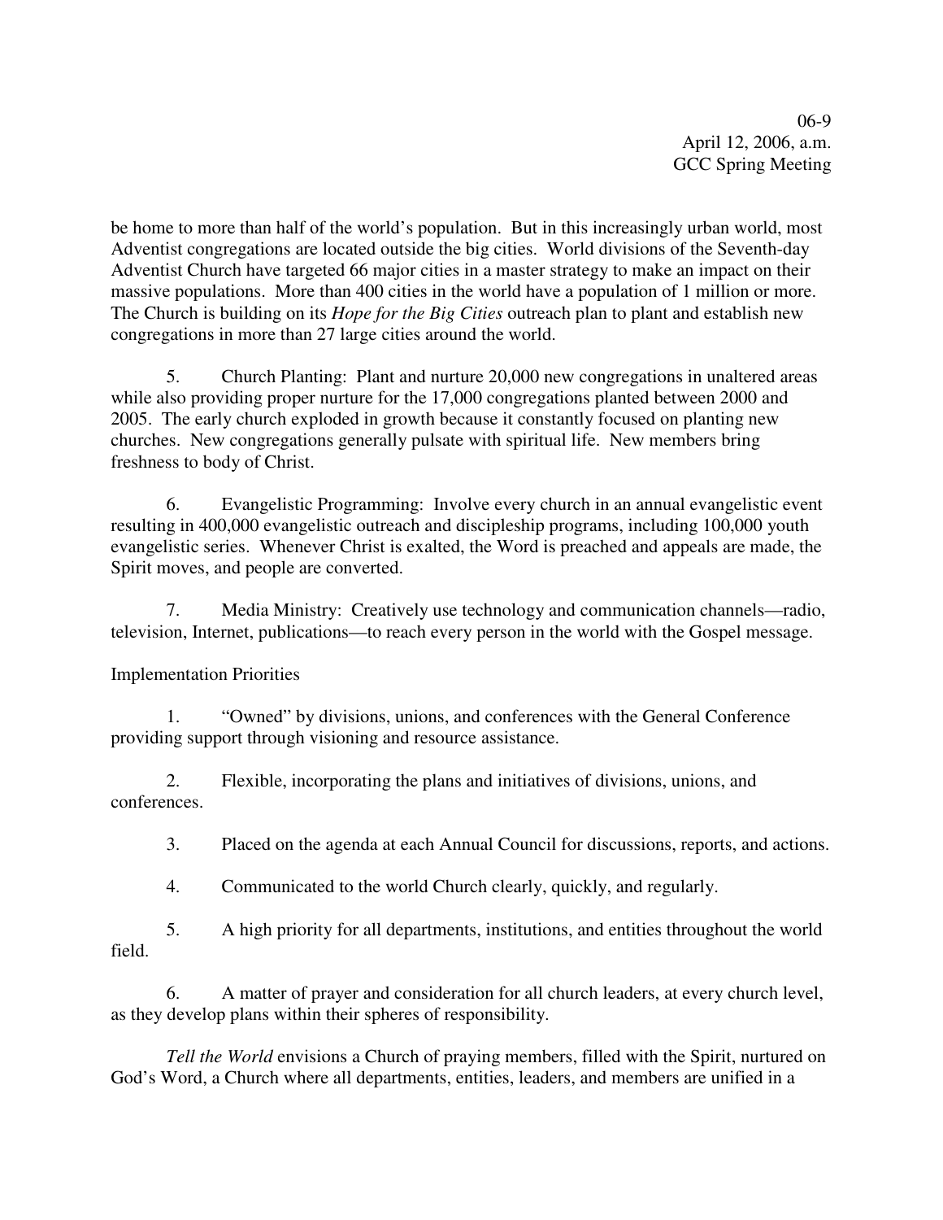be home to more than half of the world's population. But in this increasingly urban world, most Adventist congregations are located outside the big cities. World divisions of the Seventh-day Adventist Church have targeted 66 major cities in a master strategy to make an impact on their massive populations. More than 400 cities in the world have a population of 1 million or more. The Church is building on its *Hope for the Big Cities* outreach plan to plant and establish new congregations in more than 27 large cities around the world.

5. Church Planting: Plant and nurture 20,000 new congregations in unaltered areas while also providing proper nurture for the 17,000 congregations planted between 2000 and 2005. The early church exploded in growth because it constantly focused on planting new churches. New congregations generally pulsate with spiritual life. New members bring freshness to body of Christ.

6. Evangelistic Programming: Involve every church in an annual evangelistic event resulting in 400,000 evangelistic outreach and discipleship programs, including 100,000 youth evangelistic series. Whenever Christ is exalted, the Word is preached and appeals are made, the Spirit moves, and people are converted.

7. Media Ministry: Creatively use technology and communication channels—radio, television, Internet, publications—to reach every person in the world with the Gospel message.

Implementation Priorities

1. "Owned" by divisions, unions, and conferences with the General Conference providing support through visioning and resource assistance.

2. Flexible, incorporating the plans and initiatives of divisions, unions, and conferences.

3. Placed on the agenda at each Annual Council for discussions, reports, and actions.

4. Communicated to the world Church clearly, quickly, and regularly.

5. A high priority for all departments, institutions, and entities throughout the world field.

6. A matter of prayer and consideration for all church leaders, at every church level, as they develop plans within their spheres of responsibility.

*Tell the World* envisions a Church of praying members, filled with the Spirit, nurtured on God's Word, a Church where all departments, entities, leaders, and members are unified in a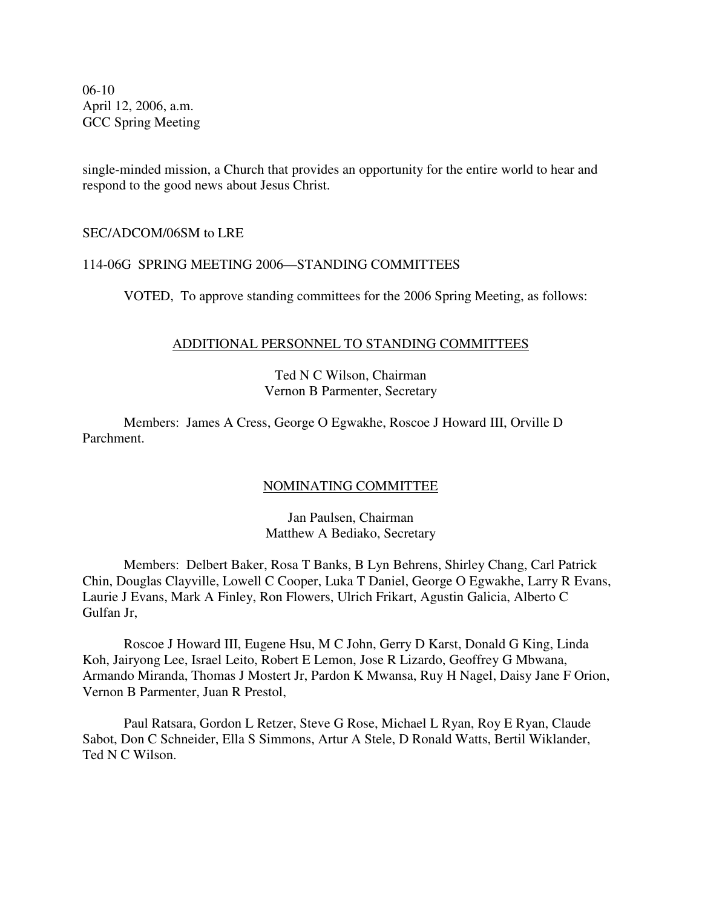single-minded mission, a Church that provides an opportunity for the entire world to hear and respond to the good news about Jesus Christ.

SEC/ADCOM/06SM to LRE

114-06G SPRING MEETING 2006—STANDING COMMITTEES

VOTED, To approve standing committees for the 2006 Spring Meeting, as follows:

ADDITIONAL PERSONNEL TO STANDING COMMITTEES

Ted N C Wilson, Chairman
Vernon B Parmenter, Secretary

Members: James A Cress, George O Egwakhe, Roscoe J Howard III, Orville D Parchment.

NOMINATING COMMITTEE

Jan Paulsen, Chairman
Matthew A Bediako, Secretary

Members: Delbert Baker, Rosa T Banks, B Lyn Behrens, Shirley Chang, Carl Patrick Chin, Douglas Clayville, Lowell C Cooper, Luka T Daniel, George O Egwakhe, Larry R Evans, Laurie J Evans, Mark A Finley, Ron Flowers, Ulrich Frikart, Agustin Galicia, Alberto C Gulfan Jr,

Roscoe J Howard III, Eugene Hsu, M C John, Gerry D Karst, Donald G King, Linda Koh, Jairyong Lee, Israel Leito, Robert E Lemon, Jose R Lizardo, Geoffrey G Mbwana, Armando Miranda, Thomas J Mostert Jr, Pardon K Mwansa, Ruy H Nagel, Daisy Jane F Orion, Vernon B Parmenter, Juan R Prestol,

Paul Ratsara, Gordon L Retzer, Steve G Rose, Michael L Ryan, Roy E Ryan, Claude Sabot, Don C Schneider, Ella S Simmons, Artur A Stele, D Ronald Watts, Bertil Wiklander, Ted N C Wilson.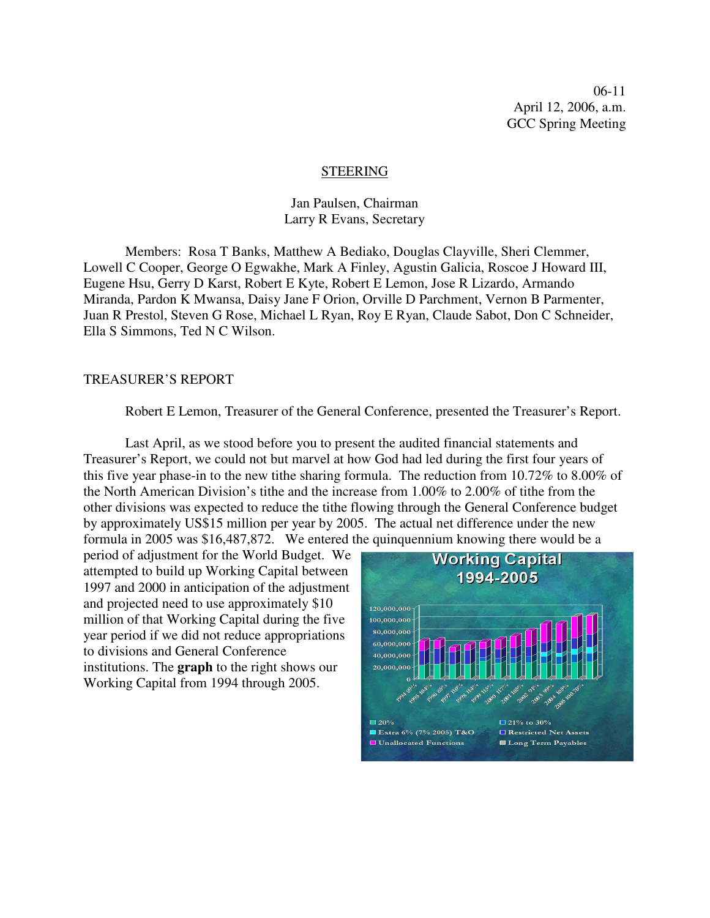06-11
April 12, 2006, a.m.
GCC Spring Meeting

STEERING

Jan Paulsen, Chairman
Larry R Evans, Secretary

Members: Rosa T Banks, Matthew A Bediako, Douglas Clayville, Sheri Clemmer, Lowell C Cooper, George O Egwakhe, Mark A Finley, Agustin Galicia, Roscoe J Howard III, Eugene Hsu, Gerry D Karst, Robert E Kyte, Robert E Lemon, Jose R Lizardo, Armando Miranda, Pardon K Mwansa, Daisy Jane F Orion, Orville D Parchment, Vernon B Parmenter, Juan R Prestol, Steven G Rose, Michael L Ryan, Roy E Ryan, Claude Sabot, Don C Schneider, Ella S Simmons, Ted N C Wilson.

TREASURER'S REPORT

Robert E Lemon, Treasurer of the General Conference, presented the Treasurer's Report.

Last April, as we stood before you to present the audited financial statements and Treasurer's Report, we could not but marvel at how God had led during the first four years of this five year phase-in to the new tithe sharing formula. The reduction from 10.72% to 8.00% of the North American Division's tithe and the increase from 1.00% to 2.00% of tithe from the other divisions was expected to reduce the tithe flowing through the General Conference budget by approximately US$15 million per year by 2005. The actual net difference under the new formula in 2005 was $16,487,872. We entered the quinquennium knowing there would be a period of adjustment for the World Budget. We attempted to build up Working Capital between 1997 and 2000 in anticipation of the adjustment and projected need to use approximately $10 million of that Working Capital during the five year period if we did not reduce appropriations to divisions and General Conference institutions. The **graph** to the right shows our Working Capital from 1994 through 2005.

**Working Capital 1994-2005**

Legend: 20%; 21% to 30%; Extra 6% (7% 2005) T&O; Restricted Net Assets; Unallocated Functions; Long Term Payables

Years: 1994 89%, 1995 104%, 1996 88%, 1997 110%, 1998 118%, 1999 115%, 2000 117%, 2001 108%, 2002 91%, 2003 99%, 2004 108%, 2005 100.70%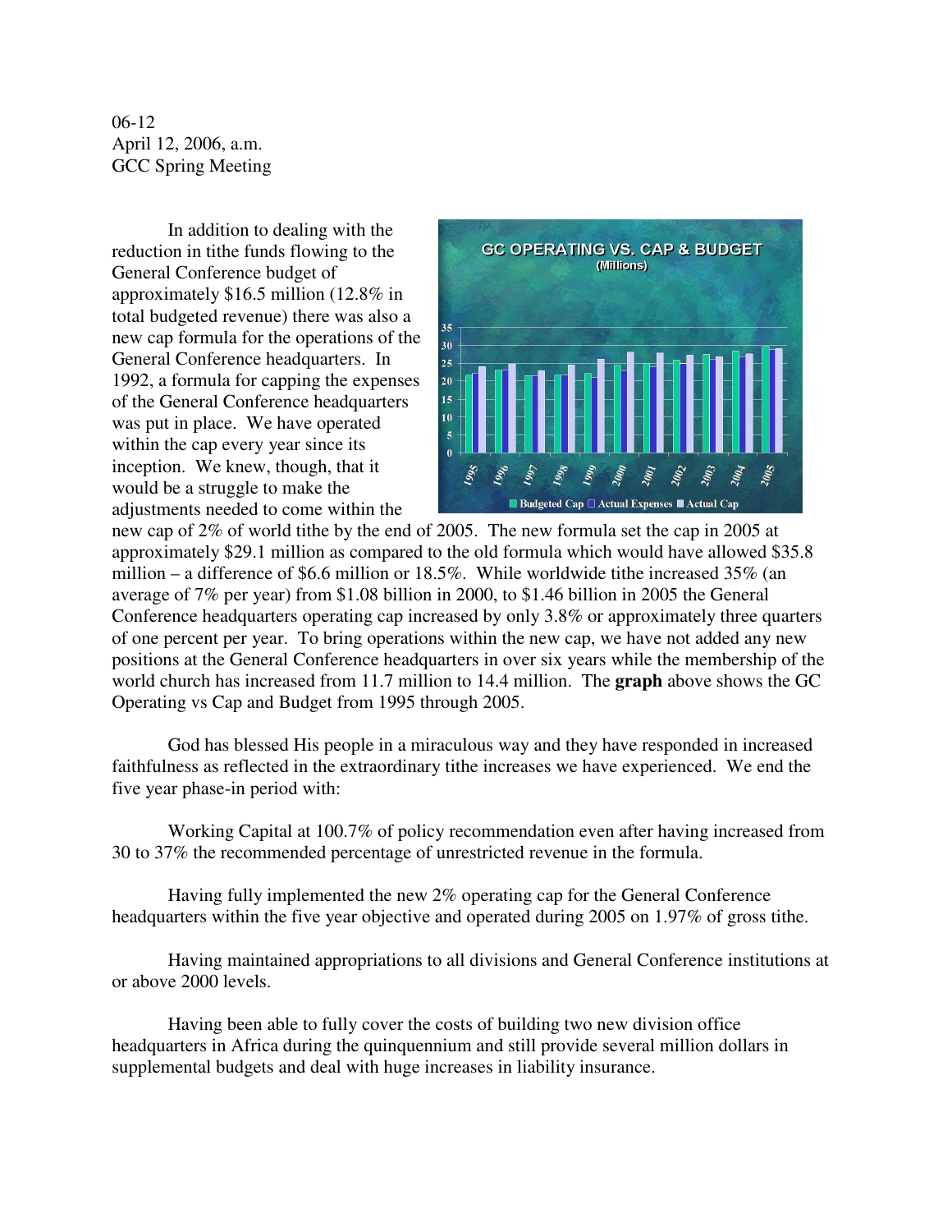06-12
April 12, 2006, a.m.
GCC Spring Meeting

In addition to dealing with the reduction in tithe funds flowing to the General Conference budget of approximately $16.5 million (12.8% in total budgeted revenue) there was also a new cap formula for the operations of the General Conference headquarters. In 1992, a formula for capping the expenses of the General Conference headquarters was put in place. We have operated within the cap every year since its inception. We knew, though, that it would be a struggle to make the adjustments needed to come within the new cap of 2% of world tithe by the end of 2005. The new formula set the cap in 2005 at approximately $29.1 million as compared to the old formula which would have allowed $35.8 million – a difference of $6.6 million or 18.5%. While worldwide tithe increased 35% (an average of 7% per year) from $1.08 billion in 2000, to $1.46 billion in 2005 the General Conference headquarters operating cap increased by only 3.8% or approximately three quarters of one percent per year. To bring operations within the new cap, we have not added any new positions at the General Conference headquarters in over six years while the membership of the world church has increased from 11.7 million to 14.4 million. The **graph** above shows the GC Operating vs Cap and Budget from 1995 through 2005.

God has blessed His people in a miraculous way and they have responded in increased faithfulness as reflected in the extraordinary tithe increases we have experienced. We end the five year phase-in period with:

Working Capital at 100.7% of policy recommendation even after having increased from 30 to 37% the recommended percentage of unrestricted revenue in the formula.

Having fully implemented the new 2% operating cap for the General Conference headquarters within the five year objective and operated during 2005 on 1.97% of gross tithe.

Having maintained appropriations to all divisions and General Conference institutions at or above 2000 levels.

Having been able to fully cover the costs of building two new division office headquarters in Africa during the quinquennium and still provide several million dollars in supplemental budgets and deal with huge increases in liability insurance.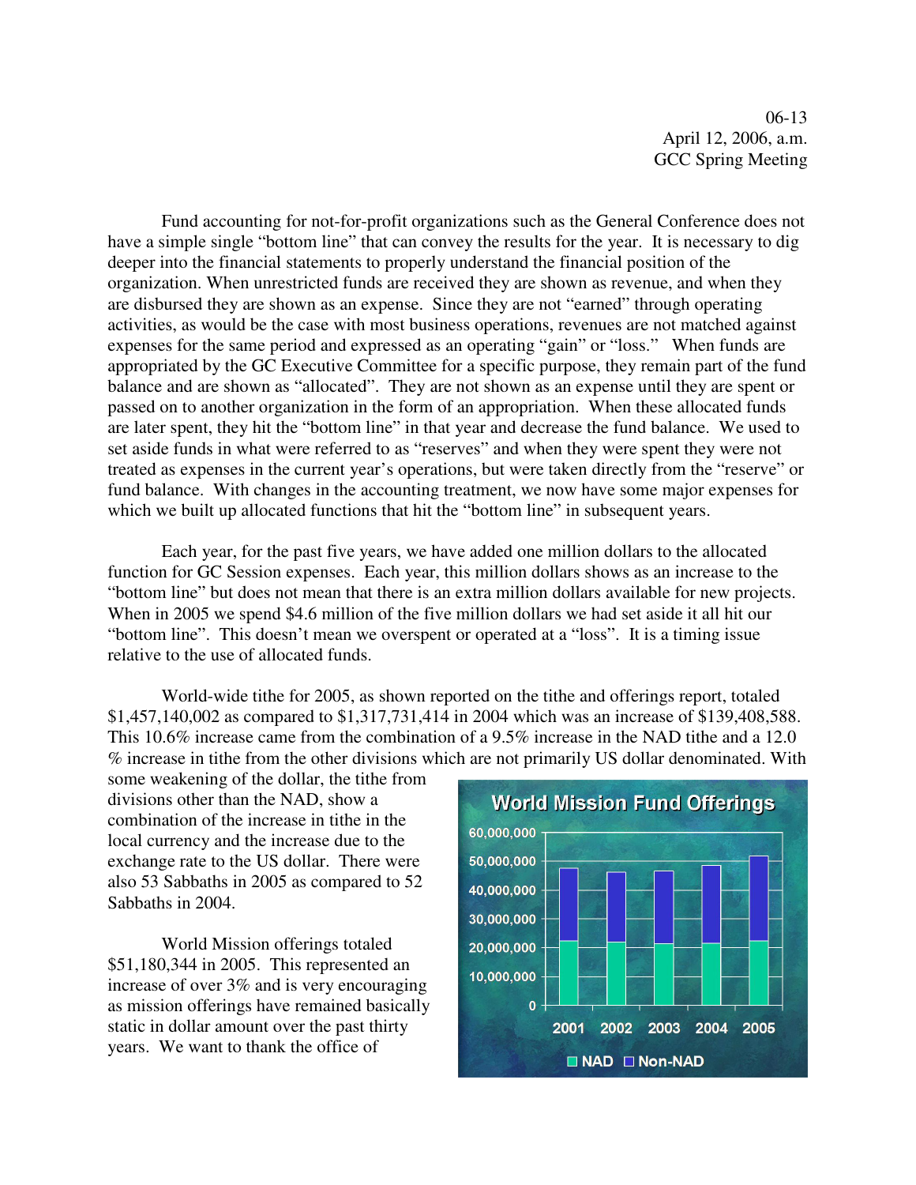06-13
April 12, 2006, a.m.
GCC Spring Meeting

Fund accounting for not-for-profit organizations such as the General Conference does not have a simple single "bottom line" that can convey the results for the year. It is necessary to dig deeper into the financial statements to properly understand the financial position of the organization. When unrestricted funds are received they are shown as revenue, and when they are disbursed they are shown as an expense. Since they are not "earned" through operating activities, as would be the case with most business operations, revenues are not matched against expenses for the same period and expressed as an operating "gain" or "loss." When funds are appropriated by the GC Executive Committee for a specific purpose, they remain part of the fund balance and are shown as "allocated". They are not shown as an expense until they are spent or passed on to another organization in the form of an appropriation. When these allocated funds are later spent, they hit the "bottom line" in that year and decrease the fund balance. We used to set aside funds in what were referred to as "reserves" and when they were spent they were not treated as expenses in the current year's operations, but were taken directly from the "reserve" or fund balance. With changes in the accounting treatment, we now have some major expenses for which we built up allocated functions that hit the "bottom line" in subsequent years.

Each year, for the past five years, we have added one million dollars to the allocated function for GC Session expenses. Each year, this million dollars shows as an increase to the "bottom line" but does not mean that there is an extra million dollars available for new projects. When in 2005 we spend $4.6 million of the five million dollars we had set aside it all hit our "bottom line". This doesn't mean we overspent or operated at a "loss". It is a timing issue relative to the use of allocated funds.

World-wide tithe for 2005, as shown reported on the tithe and offerings report, totaled $1,457,140,002 as compared to $1,317,731,414 in 2004 which was an increase of $139,408,588. This 10.6% increase came from the combination of a 9.5% increase in the NAD tithe and a 12.0 % increase in tithe from the other divisions which are not primarily US dollar denominated. With some weakening of the dollar, the tithe from divisions other than the NAD, show a combination of the increase in tithe in the local currency and the increase due to the exchange rate to the US dollar. There were also 53 Sabbaths in 2005 as compared to 52 Sabbaths in 2004.

World Mission Fund Offerings

World Mission offerings totaled $51,180,344 in 2005. This represented an increase of over 3% and is very encouraging as mission offerings have remained basically static in dollar amount over the past thirty years. We want to thank the office of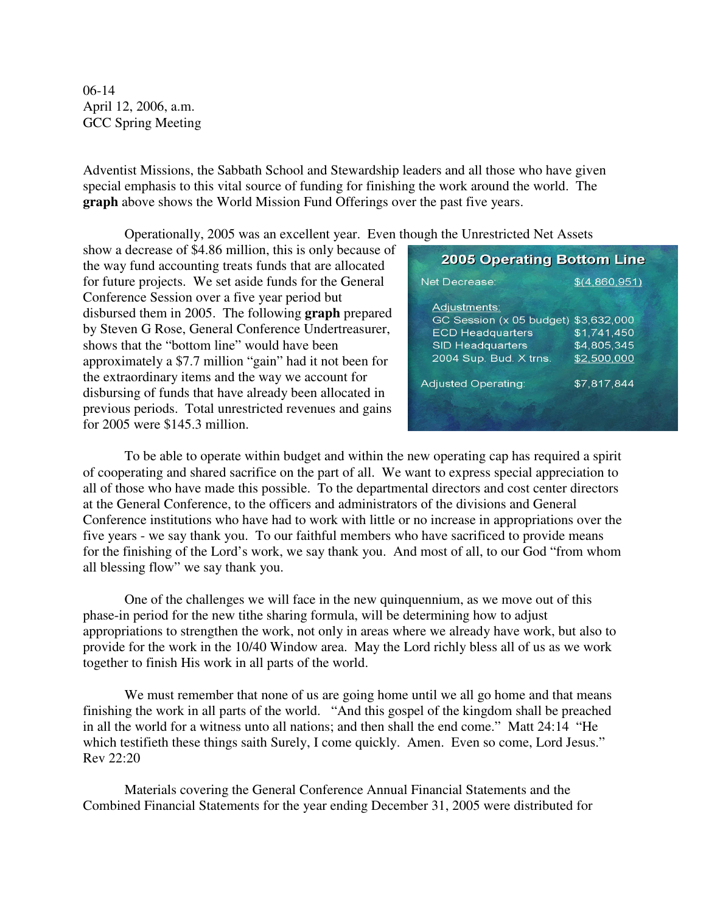06-14
April 12, 2006, a.m.
GCC Spring Meeting

Adventist Missions, the Sabbath School and Stewardship leaders and all those who have given special emphasis to this vital source of funding for finishing the work around the world. The **graph** above shows the World Mission Fund Offerings over the past five years.

Operationally, 2005 was an excellent year. Even though the Unrestricted Net Assets show a decrease of $4.86 million, this is only because of the way fund accounting treats funds that are allocated for future projects. We set aside funds for the General Conference Session over a five year period but disbursed them in 2005. The following **graph** prepared by Steven G Rose, General Conference Undertreasurer, shows that the "bottom line" would have been approximately a $7.7 million "gain" had it not been for the extraordinary items and the way we account for disbursing of funds that have already been allocated in previous periods. Total unrestricted revenues and gains for 2005 were $145.3 million.

**2005 Operating Bottom Line**

| | |
|---|---|
| Net Decrease: | $(4,860,951) |
| Adjustments: | |
| GC Session (x 05 budget) | $3,632,000 |
| ECD Headquarters | $1,741,450 |
| SID Headquarters | $4,805,345 |
| 2004 Sup. Bud. X trns. | $2,500,000 |
| Adjusted Operating: | $7,817,844 |

To be able to operate within budget and within the new operating cap has required a spirit of cooperating and shared sacrifice on the part of all. We want to express special appreciation to all of those who have made this possible. To the departmental directors and cost center directors at the General Conference, to the officers and administrators of the divisions and General Conference institutions who have had to work with little or no increase in appropriations over the five years - we say thank you. To our faithful members who have sacrificed to provide means for the finishing of the Lord's work, we say thank you. And most of all, to our God "from whom all blessing flow" we say thank you.

One of the challenges we will face in the new quinquennium, as we move out of this phase-in period for the new tithe sharing formula, will be determining how to adjust appropriations to strengthen the work, not only in areas where we already have work, but also to provide for the work in the 10/40 Window area. May the Lord richly bless all of us as we work together to finish His work in all parts of the world.

We must remember that none of us are going home until we all go home and that means finishing the work in all parts of the world. "And this gospel of the kingdom shall be preached in all the world for a witness unto all nations; and then shall the end come." Matt 24:14 "He which testifieth these things saith Surely, I come quickly. Amen. Even so come, Lord Jesus." Rev 22:20

Materials covering the General Conference Annual Financial Statements and the Combined Financial Statements for the year ending December 31, 2005 were distributed for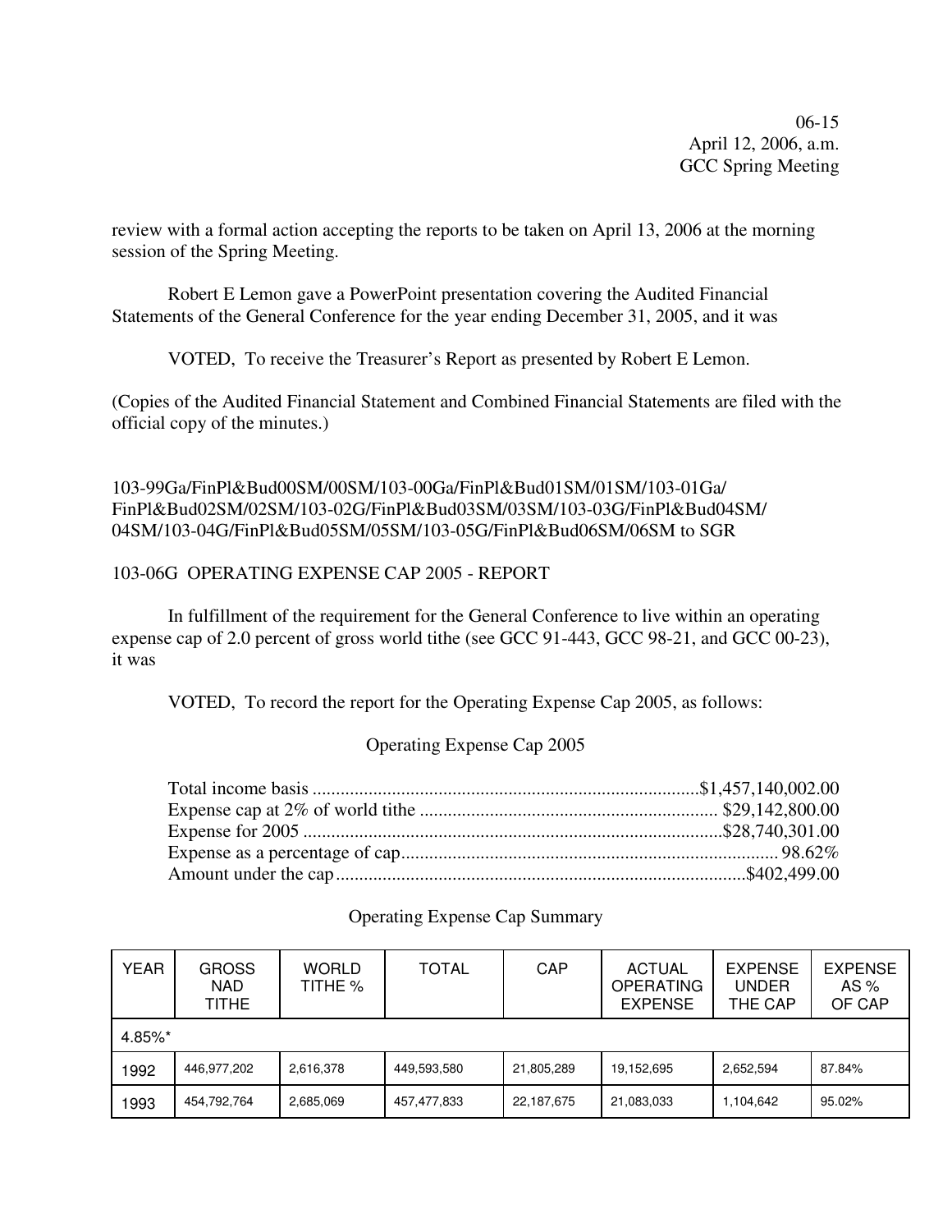review with a formal action accepting the reports to be taken on April 13, 2006 at the morning session of the Spring Meeting.

Robert E Lemon gave a PowerPoint presentation covering the Audited Financial Statements of the General Conference for the year ending December 31, 2005, and it was

VOTED, To receive the Treasurer's Report as presented by Robert E Lemon.

(Copies of the Audited Financial Statement and Combined Financial Statements are filed with the official copy of the minutes.)

103-99Ga/FinPl&Bud00SM/00SM/103-00Ga/FinPl&Bud01SM/01SM/103-01Ga/FinPl&Bud02SM/02SM/103-02G/FinPl&Bud03SM/03SM/103-03G/FinPl&Bud04SM/04SM/103-04G/FinPl&Bud05SM/05SM/103-05G/FinPl&Bud06SM/06SM to SGR

103-06G OPERATING EXPENSE CAP 2005 - REPORT

In fulfillment of the requirement for the General Conference to live within an operating expense cap of 2.0 percent of gross world tithe (see GCC 91-443, GCC 98-21, and GCC 00-23), it was

VOTED, To record the report for the Operating Expense Cap 2005, as follows:

Operating Expense Cap 2005

Total income basis ....................................................................................$1,457,140,002.00
Expense cap at 2% of world tithe ................................................................ $29,142,800.00
Expense for 2005 .........................................................................................$28,740,301.00
Expense as a percentage of cap................................................................................ 98.62%
Amount under the cap........................................................................................$402,499.00

Operating Expense Cap Summary

| YEAR | GROSS NAD TITHE | WORLD TITHE % | TOTAL | CAP | ACTUAL OPERATING EXPENSE | EXPENSE UNDER THE CAP | EXPENSE AS % OF CAP |
|---|---|---|---|---|---|---|---|
| 4.85%* | | | | | | | |
| 1992 | 446,977,202 | 2,616,378 | 449,593,580 | 21,805,289 | 19,152,695 | 2,652,594 | 87.84% |
| 1993 | 454,792,764 | 2,685,069 | 457,477,833 | 22,187,675 | 21,083,033 | 1,104,642 | 95.02% |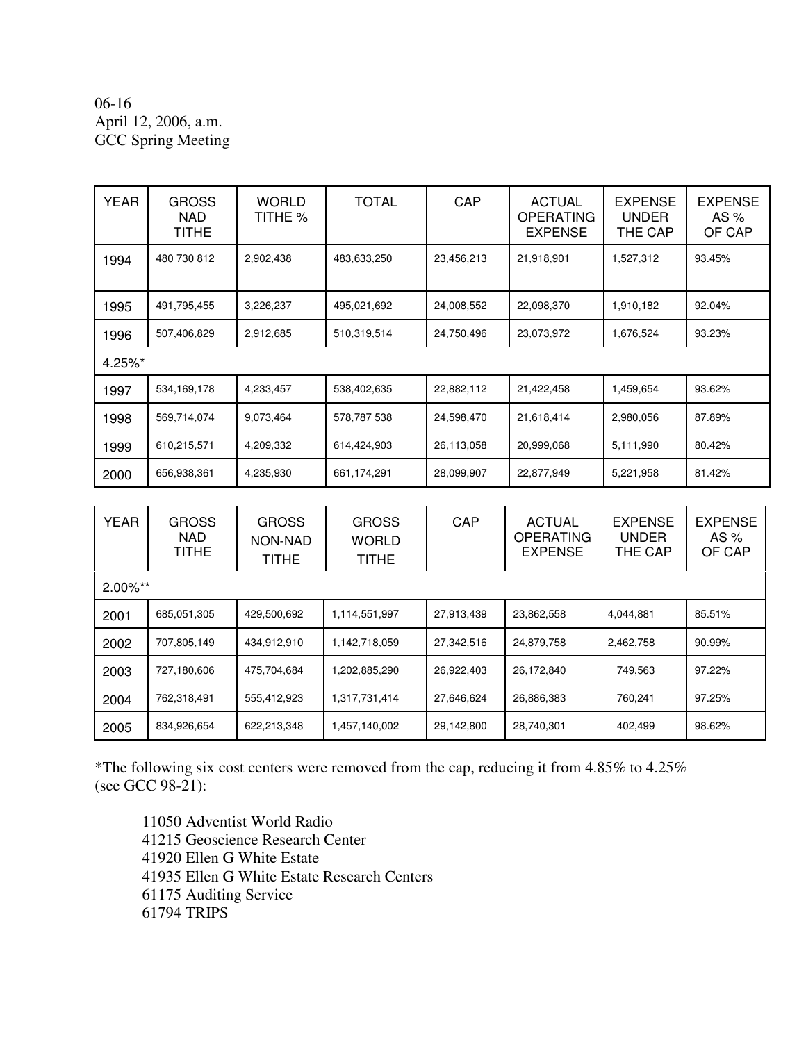06-16
April 12, 2006, a.m.
GCC Spring Meeting

| YEAR | GROSS NAD TITHE | WORLD TITHE % | TOTAL | CAP | ACTUAL OPERATING EXPENSE | EXPENSE UNDER THE CAP | EXPENSE AS % OF CAP |
|---|---|---|---|---|---|---|---|
| 1994 | 480 730 812 | 2,902,438 | 483,633,250 | 23,456,213 | 21,918,901 | 1,527,312 | 93.45% |
| 1995 | 491,795,455 | 3,226,237 | 495,021,692 | 24,008,552 | 22,098,370 | 1,910,182 | 92.04% |
| 1996 | 507,406,829 | 2,912,685 | 510,319,514 | 24,750,496 | 23,073,972 | 1,676,524 | 93.23% |
| 4.25%* | | | | | | | |
| 1997 | 534,169,178 | 4,233,457 | 538,402,635 | 22,882,112 | 21,422,458 | 1,459,654 | 93.62% |
| 1998 | 569,714,074 | 9,073,464 | 578,787 538 | 24,598,470 | 21,618,414 | 2,980,056 | 87.89% |
| 1999 | 610,215,571 | 4,209,332 | 614,424,903 | 26,113,058 | 20,999,068 | 5,111,990 | 80.42% |
| 2000 | 656,938,361 | 4,235,930 | 661,174,291 | 28,099,907 | 22,877,949 | 5,221,958 | 81.42% |

| YEAR | GROSS NAD TITHE | GROSS NON-NAD TITHE | GROSS WORLD TITHE | CAP | ACTUAL OPERATING EXPENSE | EXPENSE UNDER THE CAP | EXPENSE AS % OF CAP |
|---|---|---|---|---|---|---|---|
| 2.00%** | | | | | | | |
| 2001 | 685,051,305 | 429,500,692 | 1,114,551,997 | 27,913,439 | 23,862,558 | 4,044,881 | 85.51% |
| 2002 | 707,805,149 | 434,912,910 | 1,142,718,059 | 27,342,516 | 24,879,758 | 2,462,758 | 90.99% |
| 2003 | 727,180,606 | 475,704,684 | 1,202,885,290 | 26,922,403 | 26,172,840 | 749,563 | 97.22% |
| 2004 | 762,318,491 | 555,412,923 | 1,317,731,414 | 27,646,624 | 26,886,383 | 760,241 | 97.25% |
| 2005 | 834,926,654 | 622,213,348 | 1,457,140,002 | 29,142,800 | 28,740,301 | 402,499 | 98.62% |

*The following six cost centers were removed from the cap, reducing it from 4.85% to 4.25% (see GCC 98-21):

11050 Adventist World Radio
41215 Geoscience Research Center
41920 Ellen G White Estate
41935 Ellen G White Estate Research Centers
61175 Auditing Service
61794 TRIPS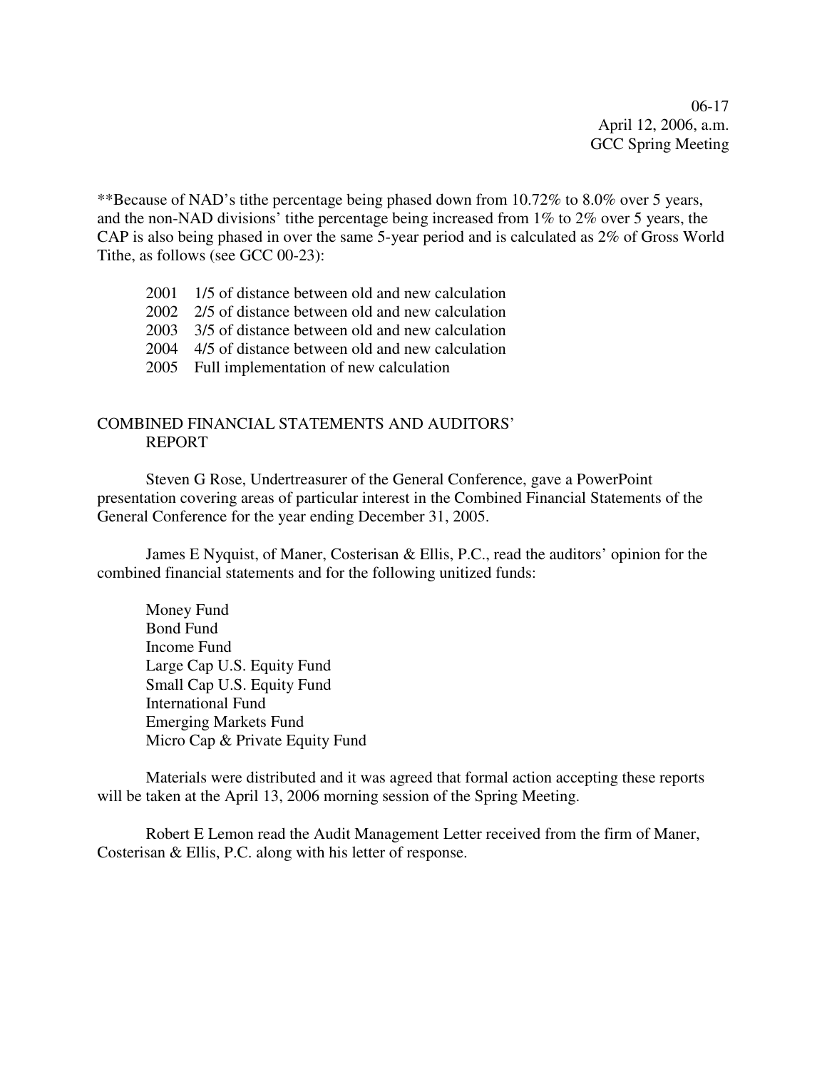**Because of NAD's tithe percentage being phased down from 10.72% to 8.0% over 5 years, and the non-NAD divisions' tithe percentage being increased from 1% to 2% over 5 years, the CAP is also being phased in over the same 5-year period and is calculated as 2% of Gross World Tithe, as follows (see GCC 00-23):

2001 1/5 of distance between old and new calculation
2002 2/5 of distance between old and new calculation
2003 3/5 of distance between old and new calculation
2004 4/5 of distance between old and new calculation
2005 Full implementation of new calculation

## COMBINED FINANCIAL STATEMENTS AND AUDITORS' REPORT

Steven G Rose, Undertreasurer of the General Conference, gave a PowerPoint presentation covering areas of particular interest in the Combined Financial Statements of the General Conference for the year ending December 31, 2005.

James E Nyquist, of Maner, Costerisan & Ellis, P.C., read the auditors' opinion for the combined financial statements and for the following unitized funds:

Money Fund
Bond Fund
Income Fund
Large Cap U.S. Equity Fund
Small Cap U.S. Equity Fund
International Fund
Emerging Markets Fund
Micro Cap & Private Equity Fund

Materials were distributed and it was agreed that formal action accepting these reports will be taken at the April 13, 2006 morning session of the Spring Meeting.

Robert E Lemon read the Audit Management Letter received from the firm of Maner, Costerisan & Ellis, P.C. along with his letter of response.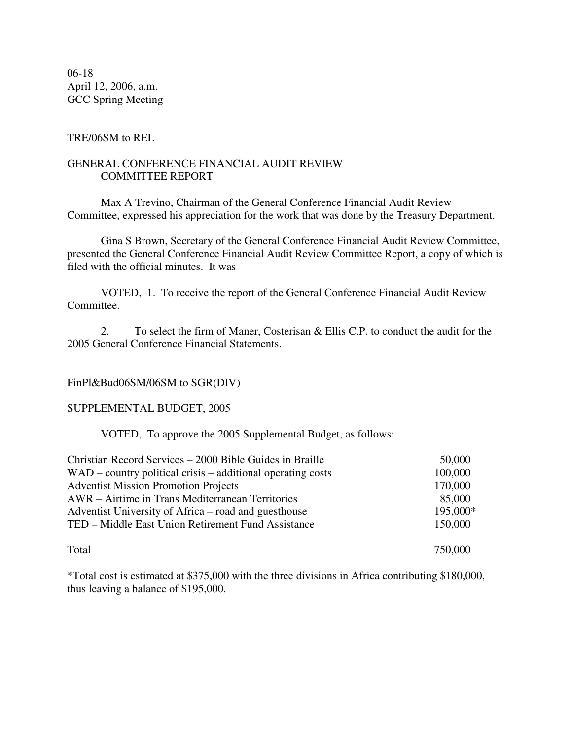06-18
April 12, 2006, a.m.
GCC Spring Meeting

TRE/06SM to REL

GENERAL CONFERENCE FINANCIAL AUDIT REVIEW
COMMITTEE REPORT

Max A Trevino, Chairman of the General Conference Financial Audit Review Committee, expressed his appreciation for the work that was done by the Treasury Department.

Gina S Brown, Secretary of the General Conference Financial Audit Review Committee, presented the General Conference Financial Audit Review Committee Report, a copy of which is filed with the official minutes. It was

VOTED, 1. To receive the report of the General Conference Financial Audit Review Committee.

2. To select the firm of Maner, Costerisan & Ellis C.P. to conduct the audit for the 2005 General Conference Financial Statements.

FinPl&Bud06SM/06SM to SGR(DIV)

SUPPLEMENTAL BUDGET, 2005

VOTED, To approve the 2005 Supplemental Budget, as follows:

| | |
|---|---|
| Christian Record Services – 2000 Bible Guides in Braille | 50,000 |
| WAD – country political crisis – additional operating costs | 100,000 |
| Adventist Mission Promotion Projects | 170,000 |
| AWR – Airtime in Trans Mediterranean Territories | 85,000 |
| Adventist University of Africa – road and guesthouse | 195,000* |
| TED – Middle East Union Retirement Fund Assistance | 150,000 |
| Total | 750,000 |

*Total cost is estimated at $375,000 with the three divisions in Africa contributing $180,000, thus leaving a balance of $195,000.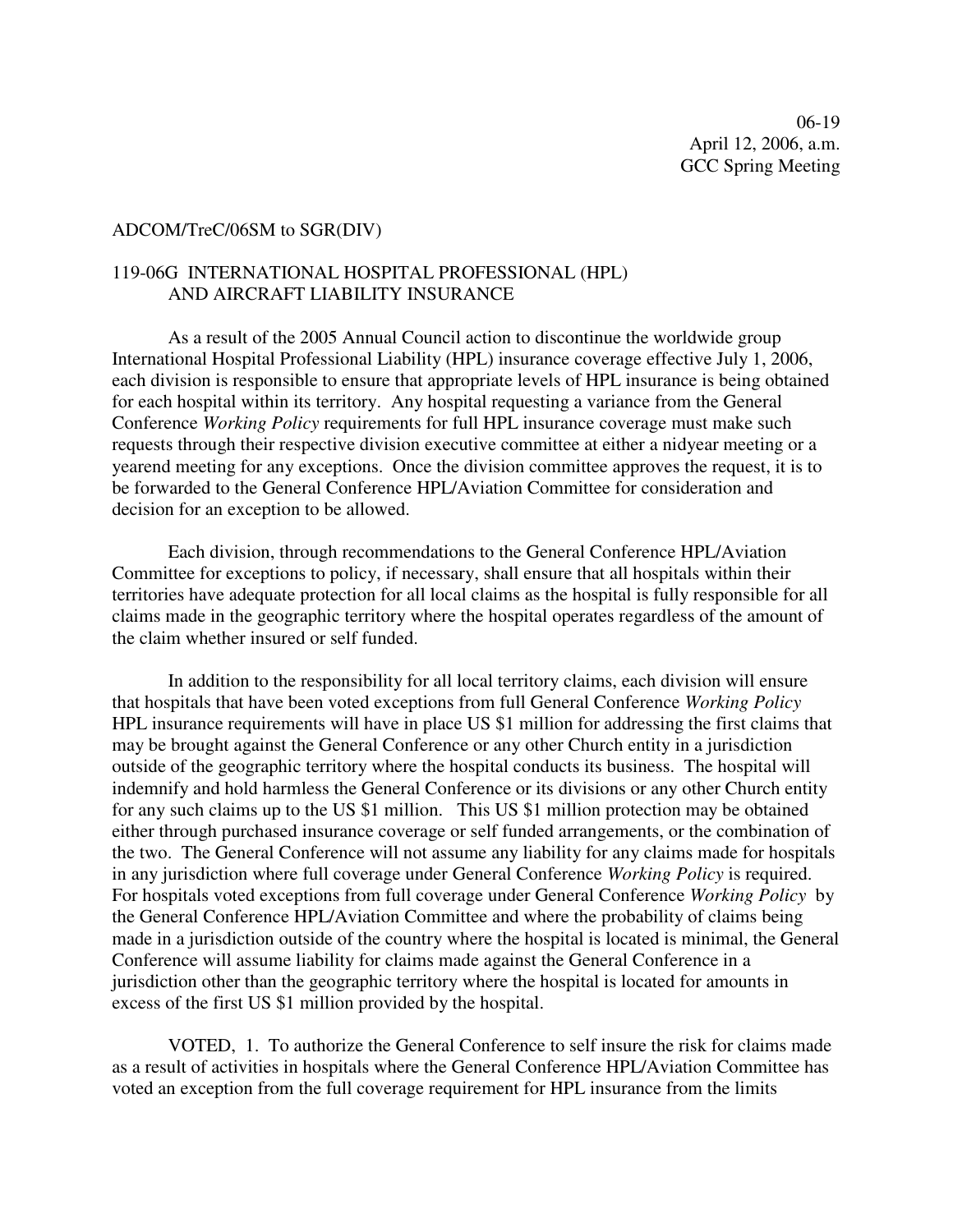06-19
April 12, 2006, a.m.
GCC Spring Meeting

ADCOM/TreC/06SM to SGR(DIV)

## 119-06G INTERNATIONAL HOSPITAL PROFESSIONAL (HPL) AND AIRCRAFT LIABILITY INSURANCE

As a result of the 2005 Annual Council action to discontinue the worldwide group International Hospital Professional Liability (HPL) insurance coverage effective July 1, 2006, each division is responsible to ensure that appropriate levels of HPL insurance is being obtained for each hospital within its territory. Any hospital requesting a variance from the General Conference *Working Policy* requirements for full HPL insurance coverage must make such requests through their respective division executive committee at either a nidyear meeting or a yearend meeting for any exceptions. Once the division committee approves the request, it is to be forwarded to the General Conference HPL/Aviation Committee for consideration and decision for an exception to be allowed.

Each division, through recommendations to the General Conference HPL/Aviation Committee for exceptions to policy, if necessary, shall ensure that all hospitals within their territories have adequate protection for all local claims as the hospital is fully responsible for all claims made in the geographic territory where the hospital operates regardless of the amount of the claim whether insured or self funded.

In addition to the responsibility for all local territory claims, each division will ensure that hospitals that have been voted exceptions from full General Conference *Working Policy* HPL insurance requirements will have in place US $1 million for addressing the first claims that may be brought against the General Conference or any other Church entity in a jurisdiction outside of the geographic territory where the hospital conducts its business. The hospital will indemnify and hold harmless the General Conference or its divisions or any other Church entity for any such claims up to the US $1 million. This US $1 million protection may be obtained either through purchased insurance coverage or self funded arrangements, or the combination of the two. The General Conference will not assume any liability for any claims made for hospitals in any jurisdiction where full coverage under General Conference *Working Policy* is required. For hospitals voted exceptions from full coverage under General Conference *Working Policy* by the General Conference HPL/Aviation Committee and where the probability of claims being made in a jurisdiction outside of the country where the hospital is located is minimal, the General Conference will assume liability for claims made against the General Conference in a jurisdiction other than the geographic territory where the hospital is located for amounts in excess of the first US $1 million provided by the hospital.

VOTED, 1. To authorize the General Conference to self insure the risk for claims made as a result of activities in hospitals where the General Conference HPL/Aviation Committee has voted an exception from the full coverage requirement for HPL insurance from the limits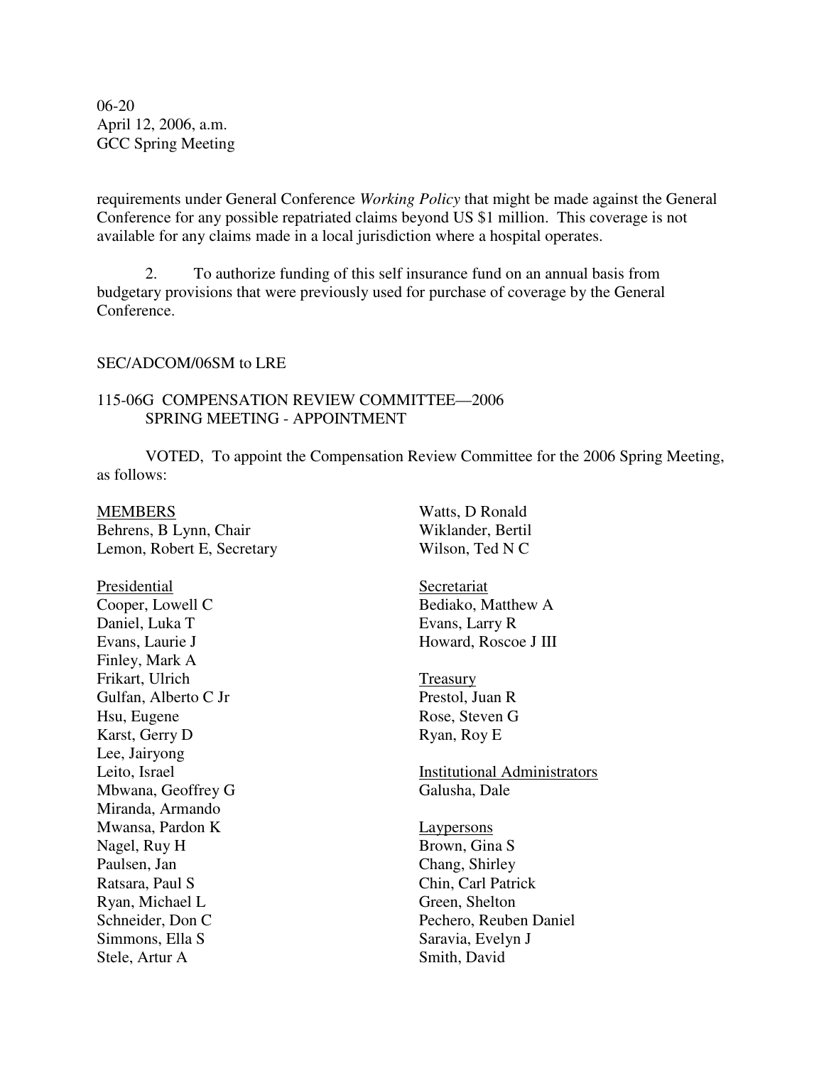requirements under General Conference *Working Policy* that might be made against the General Conference for any possible repatriated claims beyond US $1 million. This coverage is not available for any claims made in a local jurisdiction where a hospital operates.

2. To authorize funding of this self insurance fund on an annual basis from budgetary provisions that were previously used for purchase of coverage by the General Conference.

SEC/ADCOM/06SM to LRE

115-06G COMPENSATION REVIEW COMMITTEE—2006 SPRING MEETING - APPOINTMENT

VOTED, To appoint the Compensation Review Committee for the 2006 Spring Meeting, as follows:

MEMBERS
Behrens, B Lynn, Chair
Lemon, Robert E, Secretary

Presidential
Cooper, Lowell C
Daniel, Luka T
Evans, Laurie J
Finley, Mark A
Frikart, Ulrich
Gulfan, Alberto C Jr
Hsu, Eugene
Karst, Gerry D
Lee, Jairyong
Leito, Israel
Mbwana, Geoffrey G
Miranda, Armando
Mwansa, Pardon K
Nagel, Ruy H
Paulsen, Jan
Ratsara, Paul S
Ryan, Michael L
Schneider, Don C
Simmons, Ella S
Stele, Artur A
Watts, D Ronald
Wiklander, Bertil
Wilson, Ted N C

Secretariat
Bediako, Matthew A
Evans, Larry R
Howard, Roscoe J III

Treasury
Prestol, Juan R
Rose, Steven G
Ryan, Roy E

Institutional Administrators
Galusha, Dale

Laypersons
Brown, Gina S
Chang, Shirley
Chin, Carl Patrick
Green, Shelton
Pechero, Reuben Daniel
Saravia, Evelyn J
Smith, David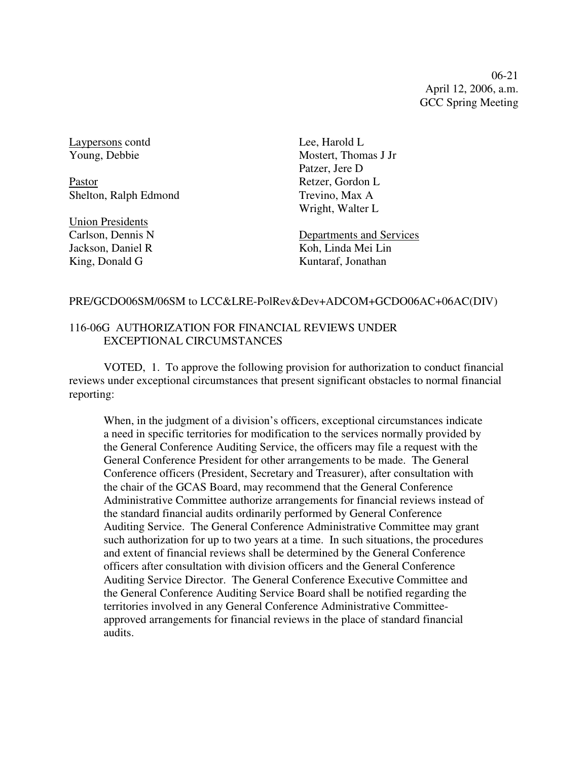06-21
April 12, 2006, a.m.
GCC Spring Meeting

Laypersons contd
Young, Debbie

Pastor
Shelton, Ralph Edmond

Union Presidents
Carlson, Dennis N
Jackson, Daniel R
King, Donald G
Lee, Harold L
Mostert, Thomas J Jr
Patzer, Jere D
Retzer, Gordon L
Trevino, Max A
Wright, Walter L

Departments and Services
Koh, Linda Mei Lin
Kuntaraf, Jonathan

PRE/GCDO06SM/06SM to LCC&LRE-PolRev&Dev+ADCOM+GCDO06AC+06AC(DIV)

116-06G AUTHORIZATION FOR FINANCIAL REVIEWS UNDER EXCEPTIONAL CIRCUMSTANCES

VOTED, 1. To approve the following provision for authorization to conduct financial reviews under exceptional circumstances that present significant obstacles to normal financial reporting:

> When, in the judgment of a division's officers, exceptional circumstances indicate a need in specific territories for modification to the services normally provided by the General Conference Auditing Service, the officers may file a request with the General Conference President for other arrangements to be made. The General Conference officers (President, Secretary and Treasurer), after consultation with the chair of the GCAS Board, may recommend that the General Conference Administrative Committee authorize arrangements for financial reviews instead of the standard financial audits ordinarily performed by General Conference Auditing Service. The General Conference Administrative Committee may grant such authorization for up to two years at a time. In such situations, the procedures and extent of financial reviews shall be determined by the General Conference officers after consultation with division officers and the General Conference Auditing Service Director. The General Conference Executive Committee and the General Conference Auditing Service Board shall be notified regarding the territories involved in any General Conference Administrative Committee-approved arrangements for financial reviews in the place of standard financial audits.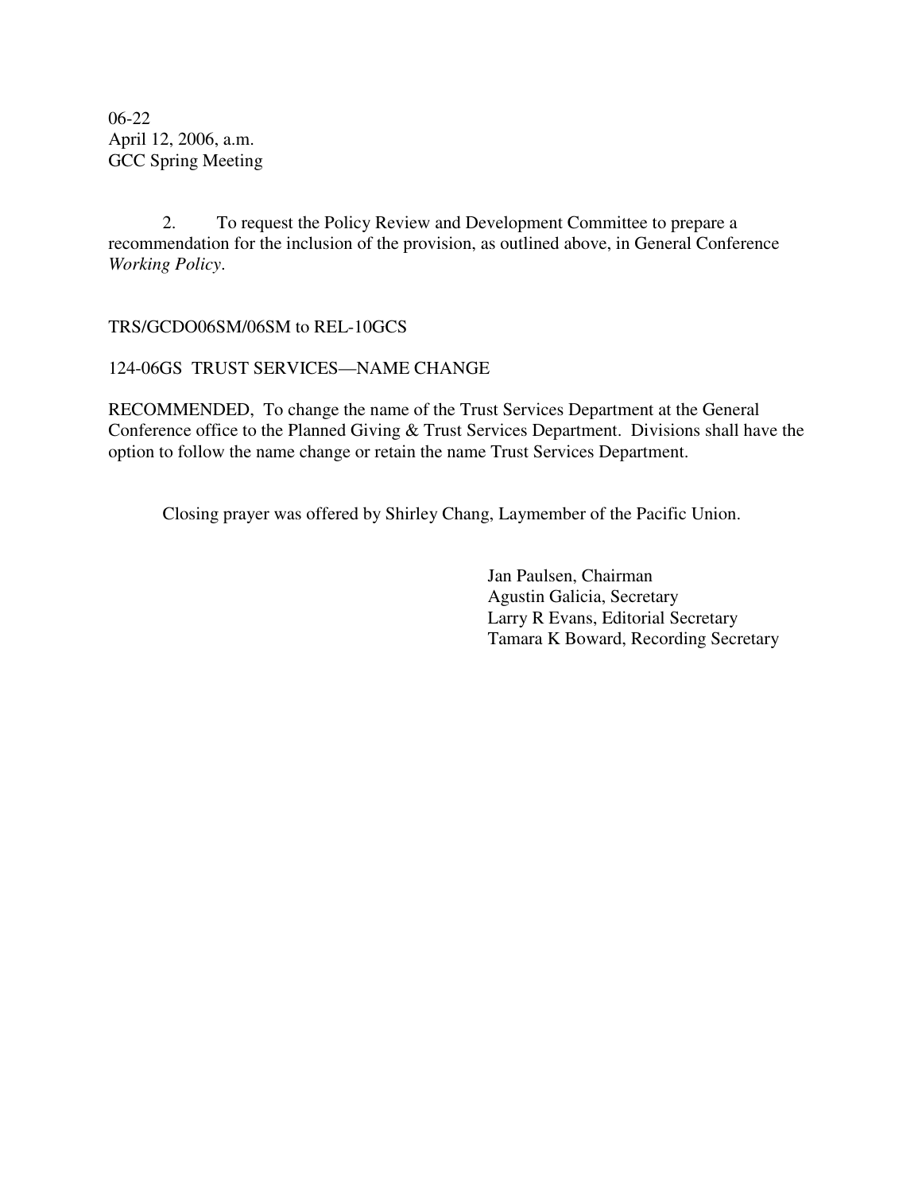06-22
April 12, 2006, a.m.
GCC Spring Meeting

2. To request the Policy Review and Development Committee to prepare a recommendation for the inclusion of the provision, as outlined above, in General Conference *Working Policy*.

TRS/GCDO06SM/06SM to REL-10GCS

124-06GS TRUST SERVICES—NAME CHANGE

RECOMMENDED, To change the name of the Trust Services Department at the General Conference office to the Planned Giving & Trust Services Department. Divisions shall have the option to follow the name change or retain the name Trust Services Department.

Closing prayer was offered by Shirley Chang, Laymember of the Pacific Union.

Jan Paulsen, Chairman
Agustin Galicia, Secretary
Larry R Evans, Editorial Secretary
Tamara K Boward, Recording Secretary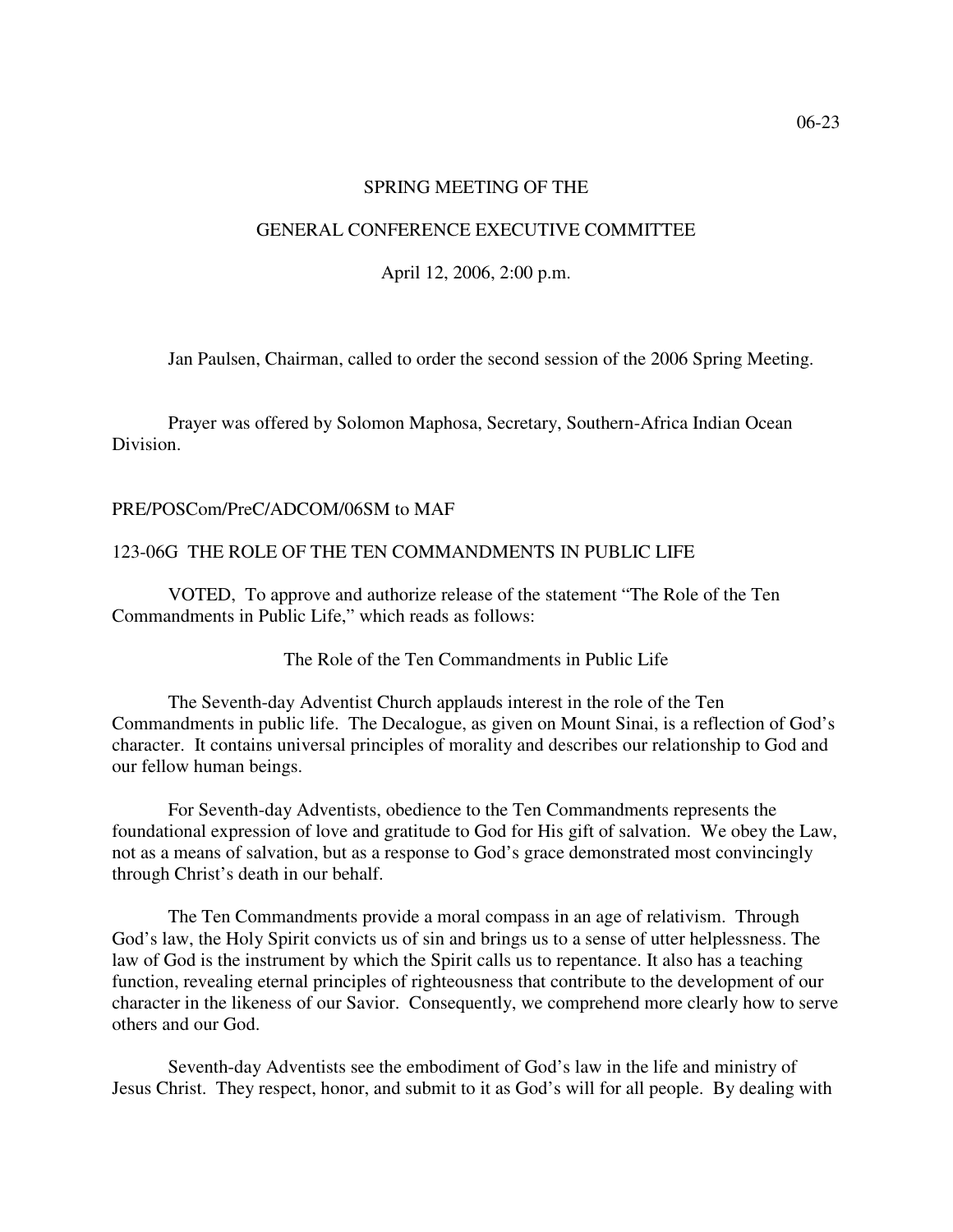06-23

SPRING MEETING OF THE

GENERAL CONFERENCE EXECUTIVE COMMITTEE

April 12, 2006, 2:00 p.m.

Jan Paulsen, Chairman, called to order the second session of the 2006 Spring Meeting.

Prayer was offered by Solomon Maphosa, Secretary, Southern-Africa Indian Ocean Division.

PRE/POSCom/PreC/ADCOM/06SM to MAF

123-06G THE ROLE OF THE TEN COMMANDMENTS IN PUBLIC LIFE

VOTED, To approve and authorize release of the statement "The Role of the Ten Commandments in Public Life," which reads as follows:

The Role of the Ten Commandments in Public Life

The Seventh-day Adventist Church applauds interest in the role of the Ten Commandments in public life. The Decalogue, as given on Mount Sinai, is a reflection of God's character. It contains universal principles of morality and describes our relationship to God and our fellow human beings.

For Seventh-day Adventists, obedience to the Ten Commandments represents the foundational expression of love and gratitude to God for His gift of salvation. We obey the Law, not as a means of salvation, but as a response to God's grace demonstrated most convincingly through Christ's death in our behalf.

The Ten Commandments provide a moral compass in an age of relativism. Through God's law, the Holy Spirit convicts us of sin and brings us to a sense of utter helplessness. The law of God is the instrument by which the Spirit calls us to repentance. It also has a teaching function, revealing eternal principles of righteousness that contribute to the development of our character in the likeness of our Savior. Consequently, we comprehend more clearly how to serve others and our God.

Seventh-day Adventists see the embodiment of God's law in the life and ministry of Jesus Christ. They respect, honor, and submit to it as God's will for all people. By dealing with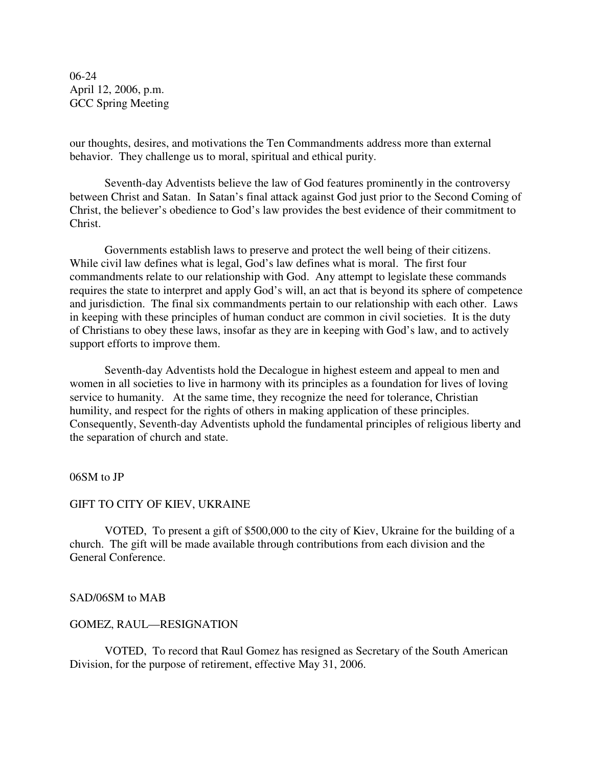our thoughts, desires, and motivations the Ten Commandments address more than external behavior. They challenge us to moral, spiritual and ethical purity.

Seventh-day Adventists believe the law of God features prominently in the controversy between Christ and Satan. In Satan's final attack against God just prior to the Second Coming of Christ, the believer's obedience to God's law provides the best evidence of their commitment to Christ.

Governments establish laws to preserve and protect the well being of their citizens. While civil law defines what is legal, God's law defines what is moral. The first four commandments relate to our relationship with God. Any attempt to legislate these commands requires the state to interpret and apply God's will, an act that is beyond its sphere of competence and jurisdiction. The final six commandments pertain to our relationship with each other. Laws in keeping with these principles of human conduct are common in civil societies. It is the duty of Christians to obey these laws, insofar as they are in keeping with God's law, and to actively support efforts to improve them.

Seventh-day Adventists hold the Decalogue in highest esteem and appeal to men and women in all societies to live in harmony with its principles as a foundation for lives of loving service to humanity. At the same time, they recognize the need for tolerance, Christian humility, and respect for the rights of others in making application of these principles. Consequently, Seventh-day Adventists uphold the fundamental principles of religious liberty and the separation of church and state.

06SM to JP

GIFT TO CITY OF KIEV, UKRAINE

VOTED, To present a gift of $500,000 to the city of Kiev, Ukraine for the building of a church. The gift will be made available through contributions from each division and the General Conference.

SAD/06SM to MAB

GOMEZ, RAUL—RESIGNATION

VOTED, To record that Raul Gomez has resigned as Secretary of the South American Division, for the purpose of retirement, effective May 31, 2006.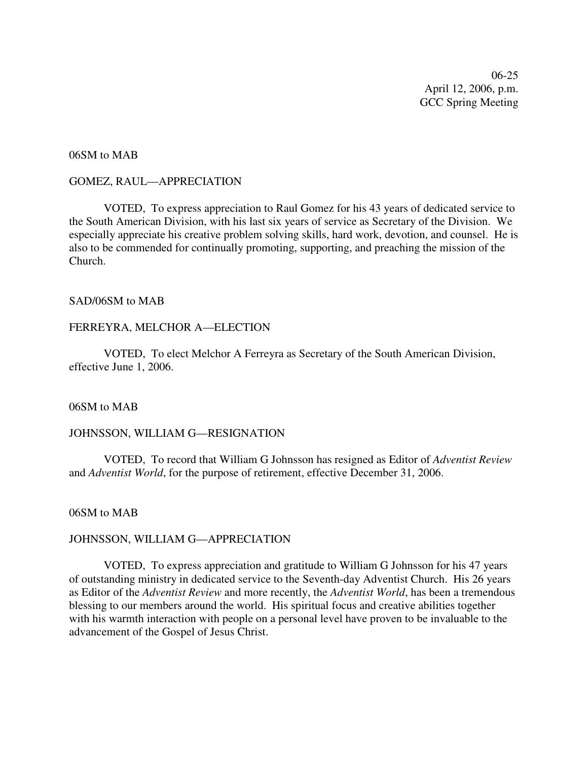06-25
April 12, 2006, p.m.
GCC Spring Meeting

06SM to MAB

GOMEZ, RAUL—APPRECIATION

VOTED, To express appreciation to Raul Gomez for his 43 years of dedicated service to the South American Division, with his last six years of service as Secretary of the Division. We especially appreciate his creative problem solving skills, hard work, devotion, and counsel. He is also to be commended for continually promoting, supporting, and preaching the mission of the Church.

SAD/06SM to MAB

FERREYRA, MELCHOR A—ELECTION

VOTED, To elect Melchor A Ferreyra as Secretary of the South American Division, effective June 1, 2006.

06SM to MAB

JOHNSSON, WILLIAM G—RESIGNATION

VOTED, To record that William G Johnsson has resigned as Editor of *Adventist Review* and *Adventist World*, for the purpose of retirement, effective December 31, 2006.

06SM to MAB

JOHNSSON, WILLIAM G—APPRECIATION

VOTED, To express appreciation and gratitude to William G Johnsson for his 47 years of outstanding ministry in dedicated service to the Seventh-day Adventist Church. His 26 years as Editor of the *Adventist Review* and more recently, the *Adventist World*, has been a tremendous blessing to our members around the world. His spiritual focus and creative abilities together with his warmth interaction with people on a personal level have proven to be invaluable to the advancement of the Gospel of Jesus Christ.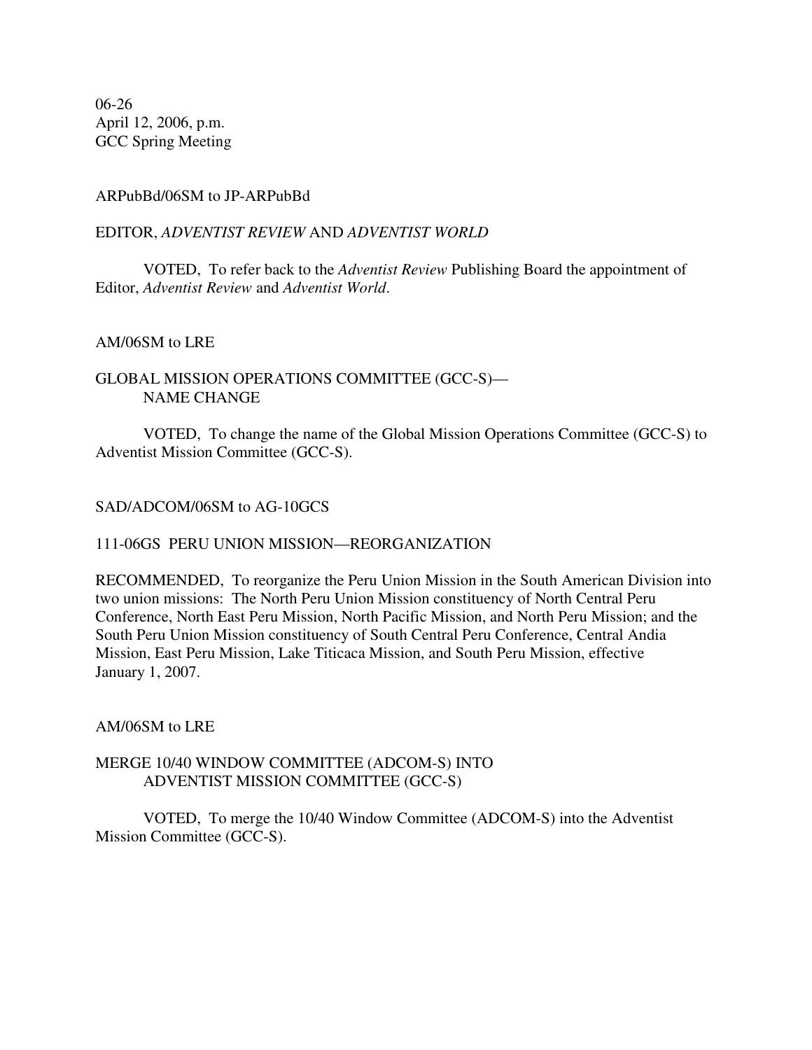06-26
April 12, 2006, p.m.
GCC Spring Meeting

ARPubBd/06SM to JP-ARPubBd

EDITOR, *ADVENTIST REVIEW* AND *ADVENTIST WORLD*

VOTED, To refer back to the *Adventist Review* Publishing Board the appointment of Editor, *Adventist Review* and *Adventist World*.

AM/06SM to LRE

GLOBAL MISSION OPERATIONS COMMITTEE (GCC-S)—
NAME CHANGE

VOTED, To change the name of the Global Mission Operations Committee (GCC-S) to Adventist Mission Committee (GCC-S).

SAD/ADCOM/06SM to AG-10GCS

111-06GS PERU UNION MISSION—REORGANIZATION

RECOMMENDED, To reorganize the Peru Union Mission in the South American Division into two union missions: The North Peru Union Mission constituency of North Central Peru Conference, North East Peru Mission, North Pacific Mission, and North Peru Mission; and the South Peru Union Mission constituency of South Central Peru Conference, Central Andia Mission, East Peru Mission, Lake Titicaca Mission, and South Peru Mission, effective January 1, 2007.

AM/06SM to LRE

MERGE 10/40 WINDOW COMMITTEE (ADCOM-S) INTO
ADVENTIST MISSION COMMITTEE (GCC-S)

VOTED, To merge the 10/40 Window Committee (ADCOM-S) into the Adventist Mission Committee (GCC-S).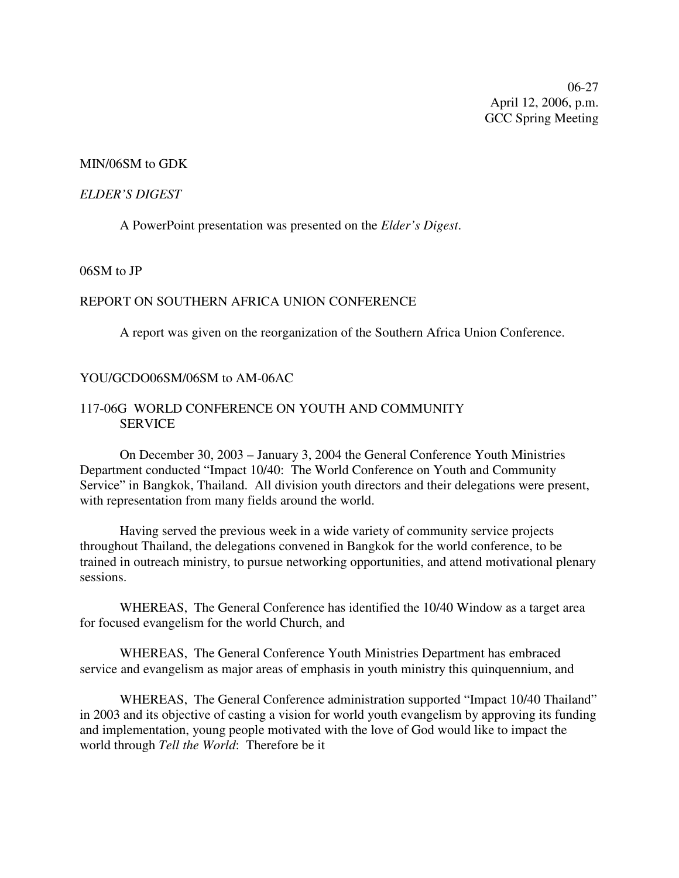06-27
April 12, 2006, p.m.
GCC Spring Meeting

MIN/06SM to GDK

*ELDER'S DIGEST*

A PowerPoint presentation was presented on the *Elder's Digest*.

06SM to JP

REPORT ON SOUTHERN AFRICA UNION CONFERENCE

A report was given on the reorganization of the Southern Africa Union Conference.

YOU/GCDO06SM/06SM to AM-06AC

117-06G WORLD CONFERENCE ON YOUTH AND COMMUNITY SERVICE

On December 30, 2003 – January 3, 2004 the General Conference Youth Ministries Department conducted "Impact 10/40: The World Conference on Youth and Community Service" in Bangkok, Thailand. All division youth directors and their delegations were present, with representation from many fields around the world.

Having served the previous week in a wide variety of community service projects throughout Thailand, the delegations convened in Bangkok for the world conference, to be trained in outreach ministry, to pursue networking opportunities, and attend motivational plenary sessions.

WHEREAS, The General Conference has identified the 10/40 Window as a target area for focused evangelism for the world Church, and

WHEREAS, The General Conference Youth Ministries Department has embraced service and evangelism as major areas of emphasis in youth ministry this quinquennium, and

WHEREAS, The General Conference administration supported "Impact 10/40 Thailand" in 2003 and its objective of casting a vision for world youth evangelism by approving its funding and implementation, young people motivated with the love of God would like to impact the world through *Tell the World*: Therefore be it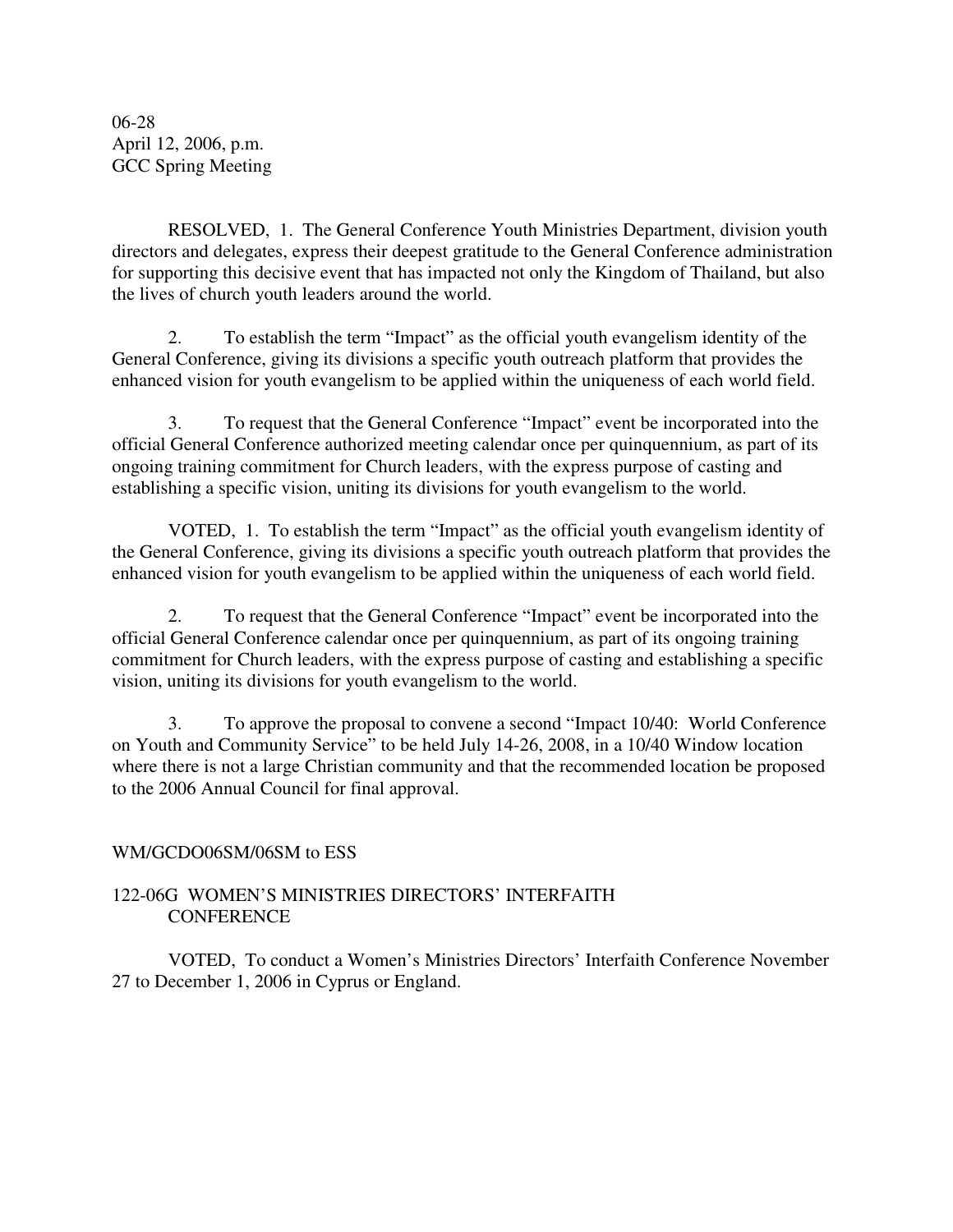06-28
April 12, 2006, p.m.
GCC Spring Meeting

RESOLVED, 1. The General Conference Youth Ministries Department, division youth directors and delegates, express their deepest gratitude to the General Conference administration for supporting this decisive event that has impacted not only the Kingdom of Thailand, but also the lives of church youth leaders around the world.

2. To establish the term "Impact" as the official youth evangelism identity of the General Conference, giving its divisions a specific youth outreach platform that provides the enhanced vision for youth evangelism to be applied within the uniqueness of each world field.

3. To request that the General Conference "Impact" event be incorporated into the official General Conference authorized meeting calendar once per quinquennium, as part of its ongoing training commitment for Church leaders, with the express purpose of casting and establishing a specific vision, uniting its divisions for youth evangelism to the world.

VOTED, 1. To establish the term "Impact" as the official youth evangelism identity of the General Conference, giving its divisions a specific youth outreach platform that provides the enhanced vision for youth evangelism to be applied within the uniqueness of each world field.

2. To request that the General Conference "Impact" event be incorporated into the official General Conference calendar once per quinquennium, as part of its ongoing training commitment for Church leaders, with the express purpose of casting and establishing a specific vision, uniting its divisions for youth evangelism to the world.

3. To approve the proposal to convene a second "Impact 10/40: World Conference on Youth and Community Service" to be held July 14-26, 2008, in a 10/40 Window location where there is not a large Christian community and that the recommended location be proposed to the 2006 Annual Council for final approval.

WM/GCDO06SM/06SM to ESS

122-06G WOMEN'S MINISTRIES DIRECTORS' INTERFAITH CONFERENCE

VOTED, To conduct a Women's Ministries Directors' Interfaith Conference November 27 to December 1, 2006 in Cyprus or England.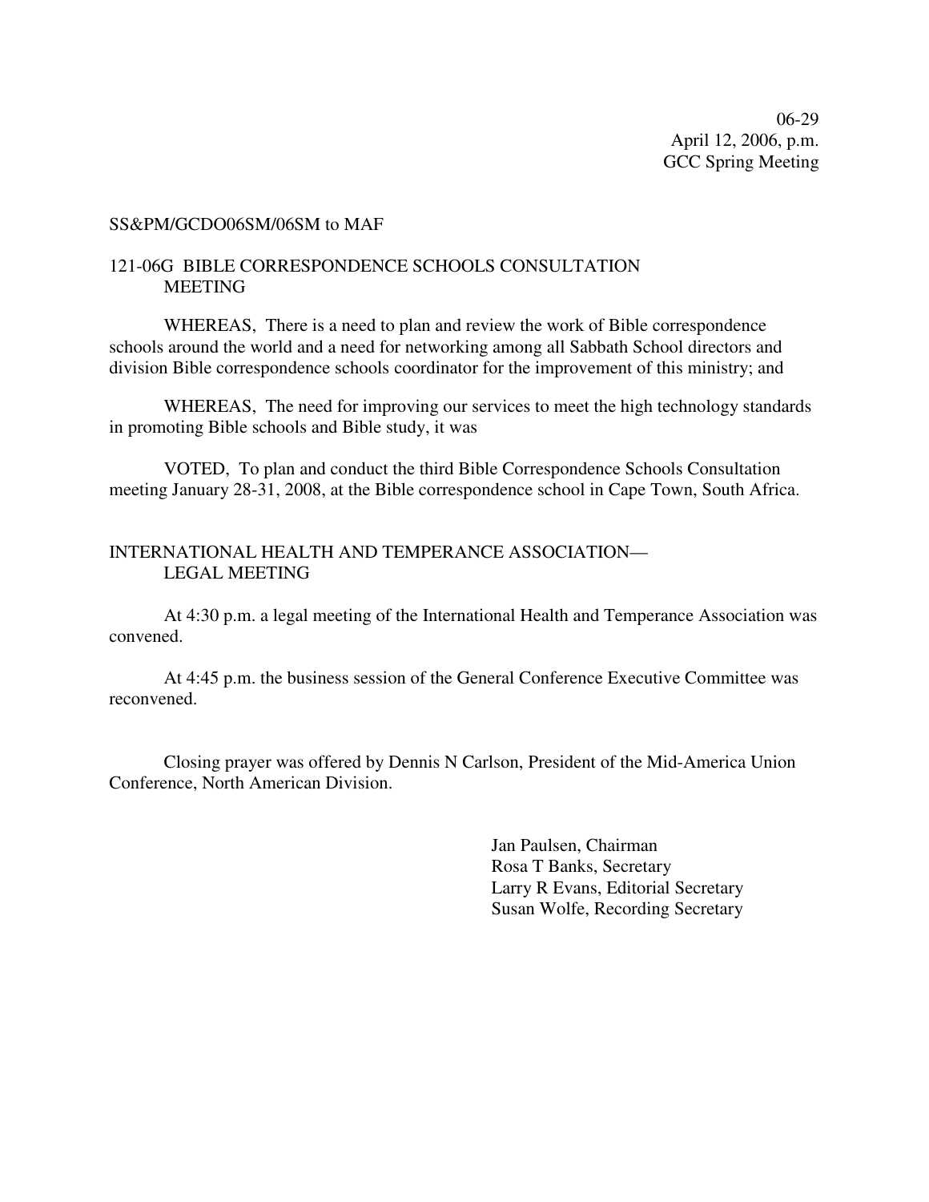06-29
April 12, 2006, p.m.
GCC Spring Meeting

SS&PM/GCDO06SM/06SM to MAF

121-06G BIBLE CORRESPONDENCE SCHOOLS CONSULTATION MEETING

WHEREAS, There is a need to plan and review the work of Bible correspondence schools around the world and a need for networking among all Sabbath School directors and division Bible correspondence schools coordinator for the improvement of this ministry; and

WHEREAS, The need for improving our services to meet the high technology standards in promoting Bible schools and Bible study, it was

VOTED, To plan and conduct the third Bible Correspondence Schools Consultation meeting January 28-31, 2008, at the Bible correspondence school in Cape Town, South Africa.

INTERNATIONAL HEALTH AND TEMPERANCE ASSOCIATION—LEGAL MEETING

At 4:30 p.m. a legal meeting of the International Health and Temperance Association was convened.

At 4:45 p.m. the business session of the General Conference Executive Committee was reconvened.

Closing prayer was offered by Dennis N Carlson, President of the Mid-America Union Conference, North American Division.

Jan Paulsen, Chairman
Rosa T Banks, Secretary
Larry R Evans, Editorial Secretary
Susan Wolfe, Recording Secretary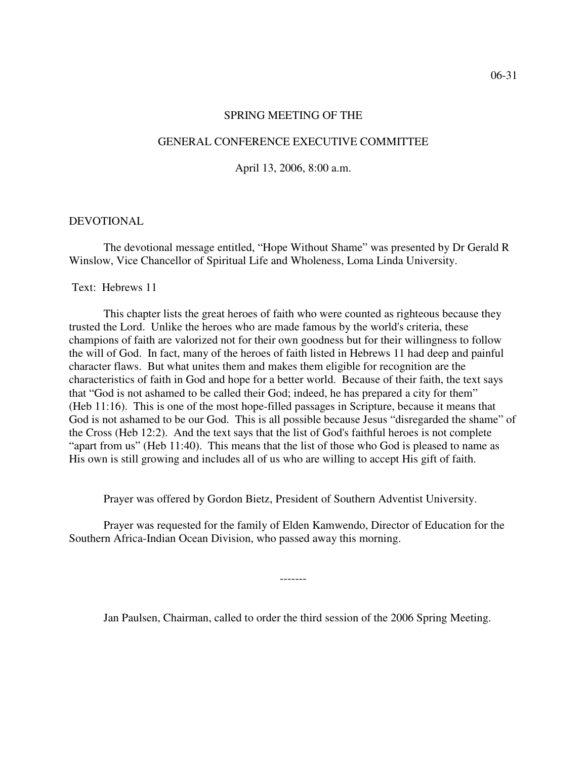SPRING MEETING OF THE

GENERAL CONFERENCE EXECUTIVE COMMITTEE

April 13, 2006, 8:00 a.m.

DEVOTIONAL

The devotional message entitled, "Hope Without Shame" was presented by Dr Gerald R Winslow, Vice Chancellor of Spiritual Life and Wholeness, Loma Linda University.

Text: Hebrews 11

This chapter lists the great heroes of faith who were counted as righteous because they trusted the Lord. Unlike the heroes who are made famous by the world's criteria, these champions of faith are valorized not for their own goodness but for their willingness to follow the will of God. In fact, many of the heroes of faith listed in Hebrews 11 had deep and painful character flaws. But what unites them and makes them eligible for recognition are the characteristics of faith in God and hope for a better world. Because of their faith, the text says that "God is not ashamed to be called their God; indeed, he has prepared a city for them" (Heb 11:16). This is one of the most hope-filled passages in Scripture, because it means that God is not ashamed to be our God. This is all possible because Jesus "disregarded the shame" of the Cross (Heb 12:2). And the text says that the list of God's faithful heroes is not complete "apart from us" (Heb 11:40). This means that the list of those who God is pleased to name as His own is still growing and includes all of us who are willing to accept His gift of faith.

Prayer was offered by Gordon Bietz, President of Southern Adventist University.

Prayer was requested for the family of Elden Kamwendo, Director of Education for the Southern Africa-Indian Ocean Division, who passed away this morning.

-------

Jan Paulsen, Chairman, called to order the third session of the 2006 Spring Meeting.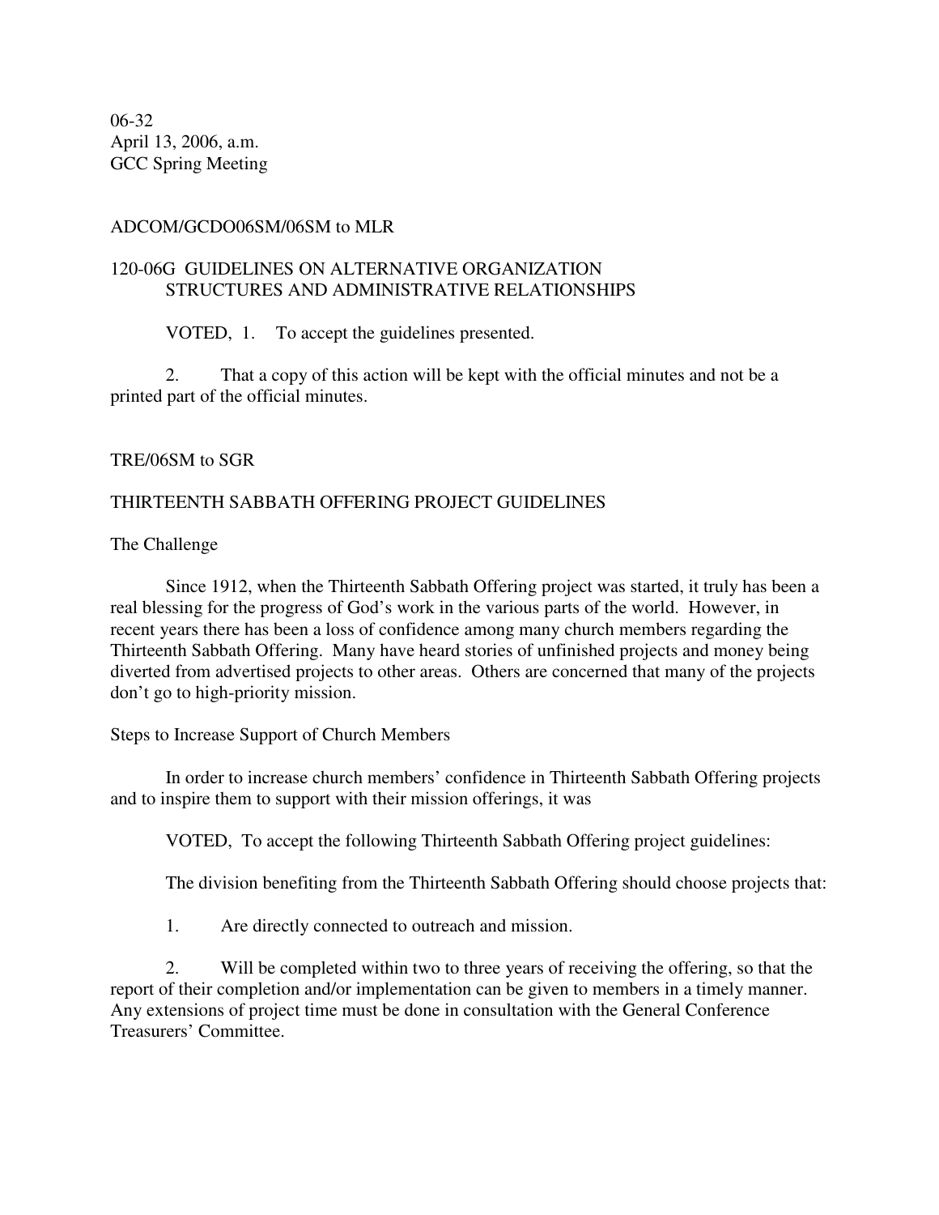06-32
April 13, 2006, a.m.
GCC Spring Meeting

ADCOM/GCDO06SM/06SM to MLR

120-06G GUIDELINES ON ALTERNATIVE ORGANIZATION STRUCTURES AND ADMINISTRATIVE RELATIONSHIPS

VOTED, 1. To accept the guidelines presented.

2. That a copy of this action will be kept with the official minutes and not be a printed part of the official minutes.

TRE/06SM to SGR

THIRTEENTH SABBATH OFFERING PROJECT GUIDELINES

The Challenge

Since 1912, when the Thirteenth Sabbath Offering project was started, it truly has been a real blessing for the progress of God's work in the various parts of the world. However, in recent years there has been a loss of confidence among many church members regarding the Thirteenth Sabbath Offering. Many have heard stories of unfinished projects and money being diverted from advertised projects to other areas. Others are concerned that many of the projects don't go to high-priority mission.

Steps to Increase Support of Church Members

In order to increase church members' confidence in Thirteenth Sabbath Offering projects and to inspire them to support with their mission offerings, it was

VOTED, To accept the following Thirteenth Sabbath Offering project guidelines:

The division benefiting from the Thirteenth Sabbath Offering should choose projects that:

1. Are directly connected to outreach and mission.

2. Will be completed within two to three years of receiving the offering, so that the report of their completion and/or implementation can be given to members in a timely manner. Any extensions of project time must be done in consultation with the General Conference Treasurers' Committee.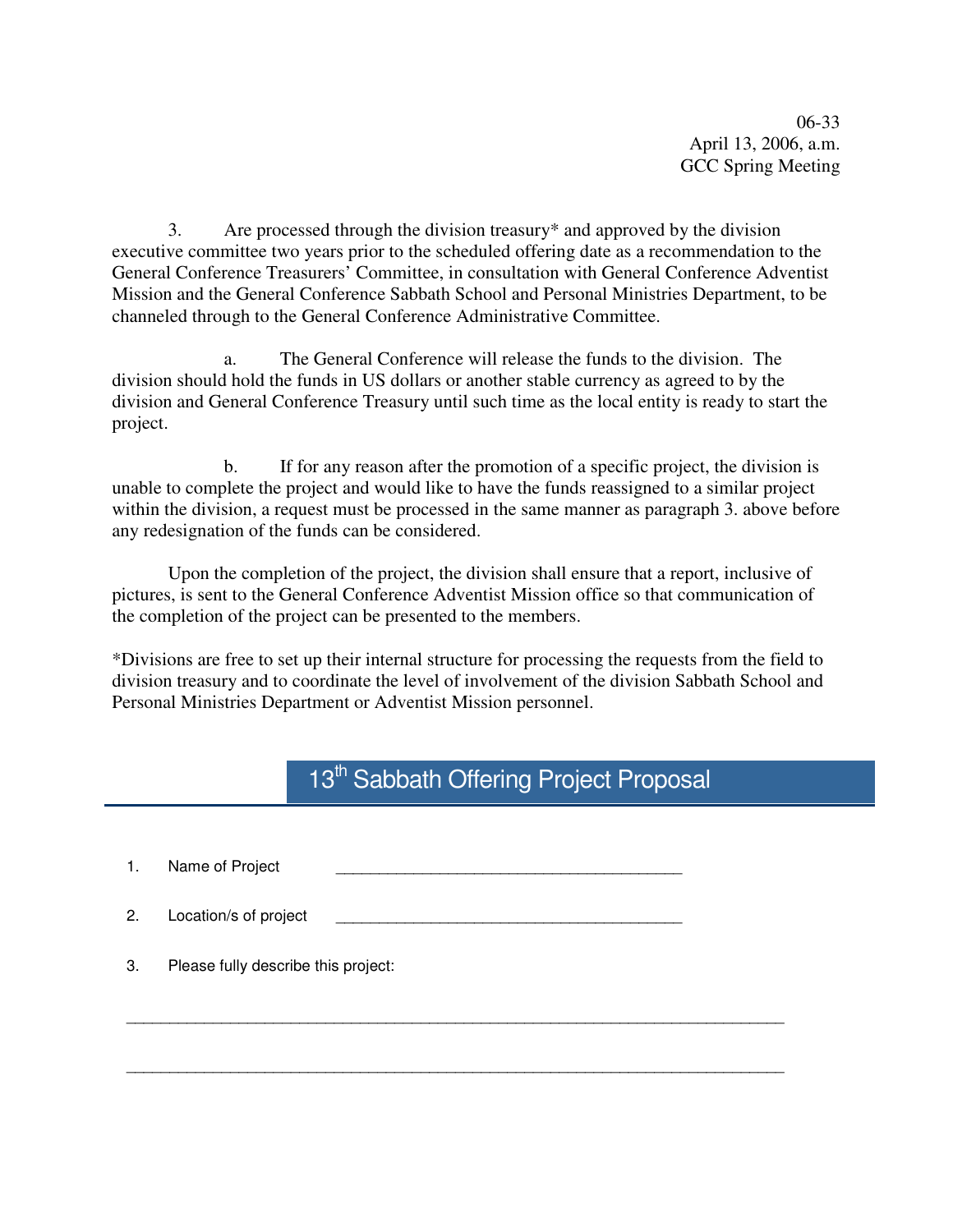06-33
April 13, 2006, a.m.
GCC Spring Meeting

3. Are processed through the division treasury* and approved by the division executive committee two years prior to the scheduled offering date as a recommendation to the General Conference Treasurers' Committee, in consultation with General Conference Adventist Mission and the General Conference Sabbath School and Personal Ministries Department, to be channeled through to the General Conference Administrative Committee.

a. The General Conference will release the funds to the division. The division should hold the funds in US dollars or another stable currency as agreed to by the division and General Conference Treasury until such time as the local entity is ready to start the project.

b. If for any reason after the promotion of a specific project, the division is unable to complete the project and would like to have the funds reassigned to a similar project within the division, a request must be processed in the same manner as paragraph 3. above before any redesignation of the funds can be considered.

Upon the completion of the project, the division shall ensure that a report, inclusive of pictures, is sent to the General Conference Adventist Mission office so that communication of the completion of the project can be presented to the members.

*Divisions are free to set up their internal structure for processing the requests from the field to division treasury and to coordinate the level of involvement of the division Sabbath School and Personal Ministries Department or Adventist Mission personnel.

## 13th Sabbath Offering Project Proposal

1. Name of Project \_\_\_\_\_\_\_\_\_\_\_\_\_\_\_\_\_\_\_\_\_\_\_\_\_\_\_\_\_\_\_\_\_\_\_\_\_\_\_\_

2. Location/s of project \_\_\_\_\_\_\_\_\_\_\_\_\_\_\_\_\_\_\_\_\_\_\_\_\_\_\_\_\_\_\_\_\_\_\_\_\_\_\_\_

3. Please fully describe this project:

\_\_\_\_\_\_\_\_\_\_\_\_\_\_\_\_\_\_\_\_\_\_\_\_\_\_\_\_\_\_\_\_\_\_\_\_\_\_\_\_\_\_\_\_\_\_\_\_\_\_\_\_\_\_\_\_\_\_\_\_\_\_\_\_\_\_\_\_\_\_\_\_\_\_\_\_

\_\_\_\_\_\_\_\_\_\_\_\_\_\_\_\_\_\_\_\_\_\_\_\_\_\_\_\_\_\_\_\_\_\_\_\_\_\_\_\_\_\_\_\_\_\_\_\_\_\_\_\_\_\_\_\_\_\_\_\_\_\_\_\_\_\_\_\_\_\_\_\_\_\_\_\_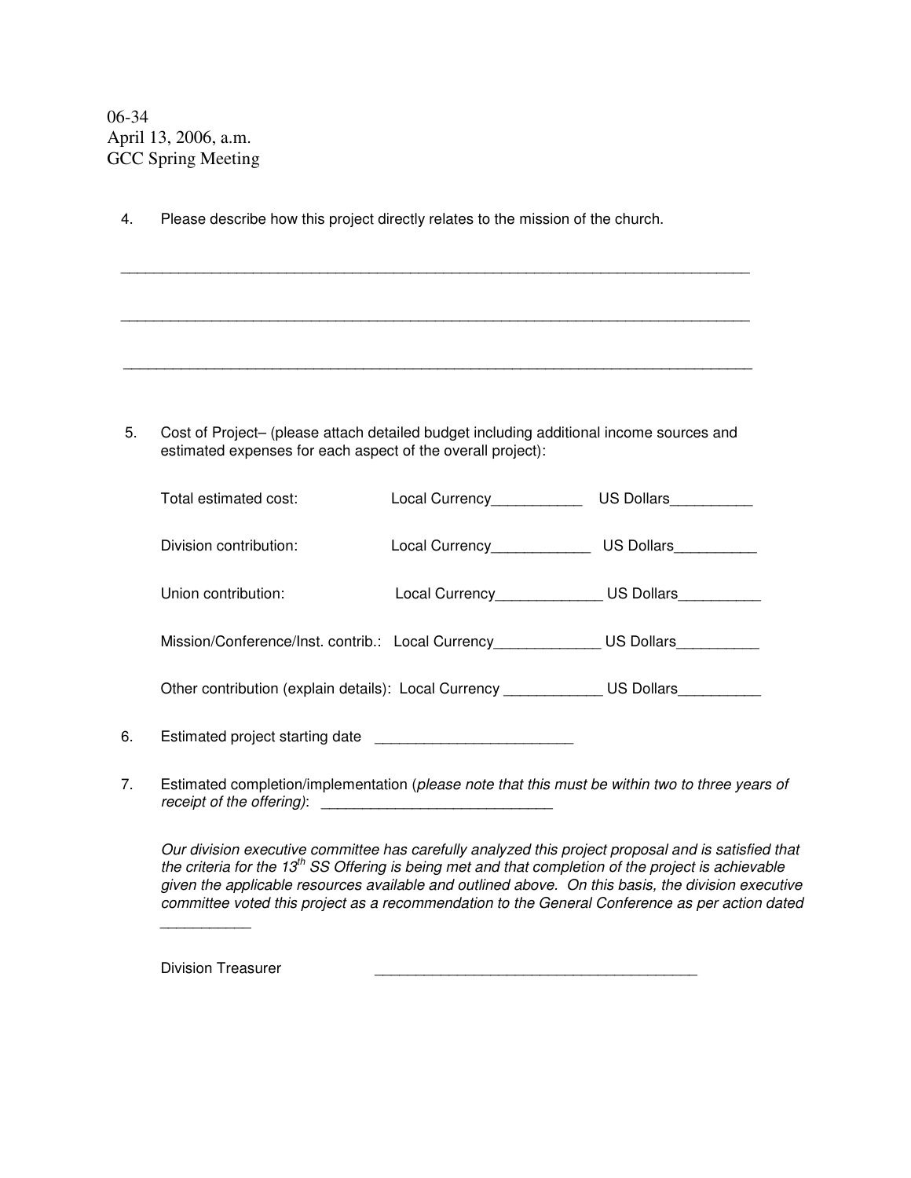06-34
April 13, 2006, a.m.
GCC Spring Meeting

4. Please describe how this project directly relates to the mission of the church.

_______________________________________________________________________________

_______________________________________________________________________________

_______________________________________________________________________________

5. Cost of Project– (please attach detailed budget including additional income sources and estimated expenses for each aspect of the overall project):

Total estimated cost: Local Currency___________ US Dollars__________

Division contribution: Local Currency____________ US Dollars__________

Union contribution: Local Currency_____________ US Dollars__________

Mission/Conference/Inst. contrib.: Local Currency_____________ US Dollars__________

Other contribution (explain details): Local Currency ____________ US Dollars__________

6. Estimated project starting date ________________________

7. Estimated completion/implementation (*please note that this must be within two to three years of receipt of the offering)*: ____________________________

*Our division executive committee has carefully analyzed this project proposal and is satisfied that the criteria for the 13th SS Offering is being met and that completion of the project is achievable given the applicable resources available and outlined above. On this basis, the division executive committee voted this project as a recommendation to the General Conference as per action dated* ___________

Division Treasurer _______________________________________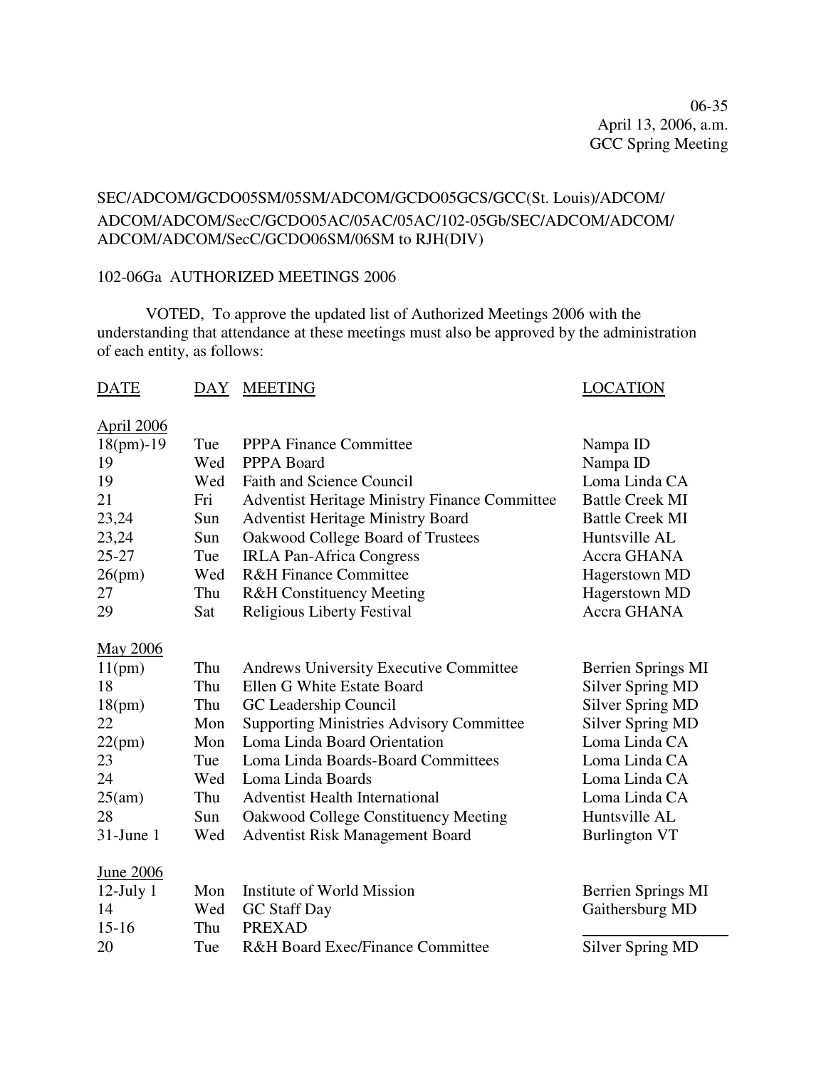06-35
April 13, 2006, a.m.
GCC Spring Meeting

SEC/ADCOM/GCDO05SM/05SM/ADCOM/GCDO05GCS/GCC(St. Louis)/ADCOM/ADCOM/ADCOM/SecC/GCDO05AC/05AC/05AC/102-05Gb/SEC/ADCOM/ADCOM/ADCOM/ADCOM/SecC/GCDO06SM/06SM to RJH(DIV)

102-06Ga AUTHORIZED MEETINGS 2006

VOTED, To approve the updated list of Authorized Meetings 2006 with the understanding that attendance at these meetings must also be approved by the administration of each entity, as follows:

| DATE | DAY | MEETING | LOCATION |
|---|---|---|---|
| **April 2006** | | | |
| 18(pm)-19 | Tue | PPPA Finance Committee | Nampa ID |
| 19 | Wed | PPPA Board | Nampa ID |
| 19 | Wed | Faith and Science Council | Loma Linda CA |
| 21 | Fri | Adventist Heritage Ministry Finance Committee | Battle Creek MI |
| 23,24 | Sun | Adventist Heritage Ministry Board | Battle Creek MI |
| 23,24 | Sun | Oakwood College Board of Trustees | Huntsville AL |
| 25-27 | Tue | IRLA Pan-Africa Congress | Accra GHANA |
| 26(pm) | Wed | R&H Finance Committee | Hagerstown MD |
| 27 | Thu | R&H Constituency Meeting | Hagerstown MD |
| 29 | Sat | Religious Liberty Festival | Accra GHANA |
| **May 2006** | | | |
| 11(pm) | Thu | Andrews University Executive Committee | Berrien Springs MI |
| 18 | Thu | Ellen G White Estate Board | Silver Spring MD |
| 18(pm) | Thu | GC Leadership Council | Silver Spring MD |
| 22 | Mon | Supporting Ministries Advisory Committee | Silver Spring MD |
| 22(pm) | Mon | Loma Linda Board Orientation | Loma Linda CA |
| 23 | Tue | Loma Linda Boards-Board Committees | Loma Linda CA |
| 24 | Wed | Loma Linda Boards | Loma Linda CA |
| 25(am) | Thu | Adventist Health International | Loma Linda CA |
| 28 | Sun | Oakwood College Constituency Meeting | Huntsville AL |
| 31-June 1 | Wed | Adventist Risk Management Board | Burlington VT |
| **June 2006** | | | |
| 12-July 1 | Mon | Institute of World Mission | Berrien Springs MI |
| 14 | Wed | GC Staff Day | Gaithersburg MD |
| 15-16 | Thu | PREXAD | ____________ |
| 20 | Tue | R&H Board Exec/Finance Committee | Silver Spring MD |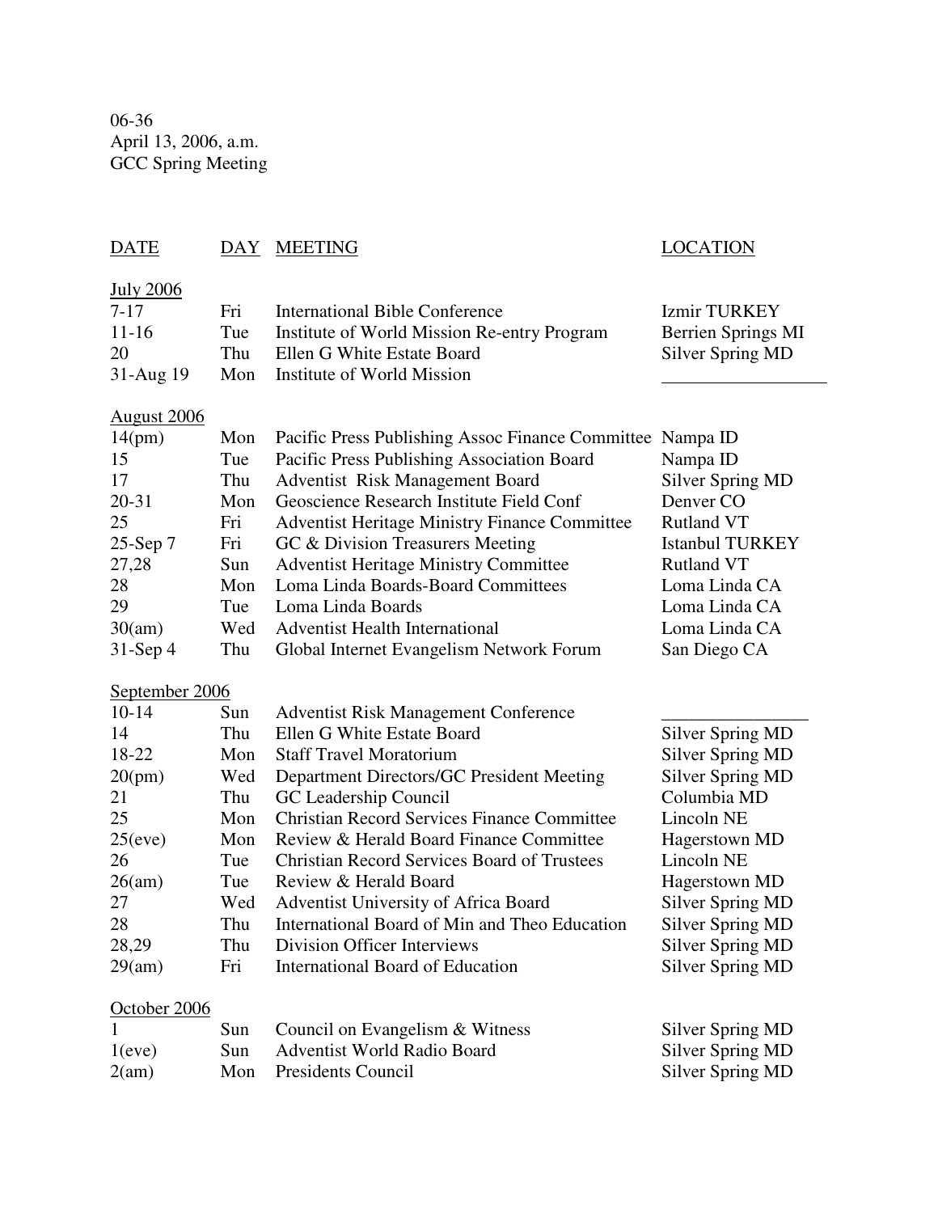06-36
April 13, 2006, a.m.
GCC Spring Meeting

| DATE | DAY | MEETING | LOCATION |
|---|---|---|---|
| **July 2006** | | | |
| 7-17 | Fri | International Bible Conference | Izmir TURKEY |
| 11-16 | Tue | Institute of World Mission Re-entry Program | Berrien Springs MI |
| 20 | Thu | Ellen G White Estate Board | Silver Spring MD |
| 31-Aug 19 | Mon | Institute of World Mission | __________________ |
| **August 2006** | | | |
| 14(pm) | Mon | Pacific Press Publishing Assoc Finance Committee | Nampa ID |
| 15 | Tue | Pacific Press Publishing Association Board | Nampa ID |
| 17 | Thu | Adventist Risk Management Board | Silver Spring MD |
| 20-31 | Mon | Geoscience Research Institute Field Conf | Denver CO |
| 25 | Fri | Adventist Heritage Ministry Finance Committee | Rutland VT |
| 25-Sep 7 | Fri | GC & Division Treasurers Meeting | Istanbul TURKEY |
| 27,28 | Sun | Adventist Heritage Ministry Committee | Rutland VT |
| 28 | Mon | Loma Linda Boards-Board Committees | Loma Linda CA |
| 29 | Tue | Loma Linda Boards | Loma Linda CA |
| 30(am) | Wed | Adventist Health International | Loma Linda CA |
| 31-Sep 4 | Thu | Global Internet Evangelism Network Forum | San Diego CA |
| **September 2006** | | | |
| 10-14 | Sun | Adventist Risk Management Conference | ________________ |
| 14 | Thu | Ellen G White Estate Board | Silver Spring MD |
| 18-22 | Mon | Staff Travel Moratorium | Silver Spring MD |
| 20(pm) | Wed | Department Directors/GC President Meeting | Silver Spring MD |
| 21 | Thu | GC Leadership Council | Columbia MD |
| 25 | Mon | Christian Record Services Finance Committee | Lincoln NE |
| 25(eve) | Mon | Review & Herald Board Finance Committee | Hagerstown MD |
| 26 | Tue | Christian Record Services Board of Trustees | Lincoln NE |
| 26(am) | Tue | Review & Herald Board | Hagerstown MD |
| 27 | Wed | Adventist University of Africa Board | Silver Spring MD |
| 28 | Thu | International Board of Min and Theo Education | Silver Spring MD |
| 28,29 | Thu | Division Officer Interviews | Silver Spring MD |
| 29(am) | Fri | International Board of Education | Silver Spring MD |
| **October 2006** | | | |
| 1 | Sun | Council on Evangelism & Witness | Silver Spring MD |
| 1(eve) | Sun | Adventist World Radio Board | Silver Spring MD |
| 2(am) | Mon | Presidents Council | Silver Spring MD |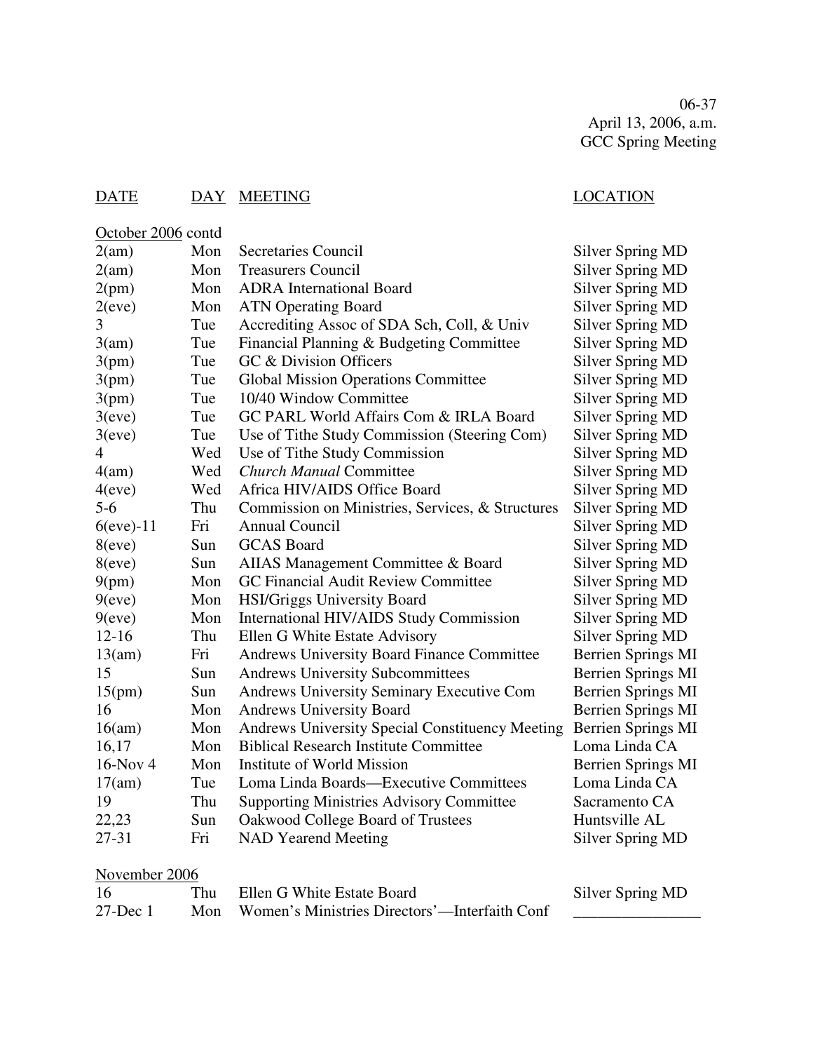06-37
April 13, 2006, a.m.
GCC Spring Meeting

| DATE | DAY | MEETING | LOCATION |
|---|---|---|---|
| October 2006 contd | | | |
| 2(am) | Mon | Secretaries Council | Silver Spring MD |
| 2(am) | Mon | Treasurers Council | Silver Spring MD |
| 2(pm) | Mon | ADRA International Board | Silver Spring MD |
| 2(eve) | Mon | ATN Operating Board | Silver Spring MD |
| 3 | Tue | Accrediting Assoc of SDA Sch, Coll, & Univ | Silver Spring MD |
| 3(am) | Tue | Financial Planning & Budgeting Committee | Silver Spring MD |
| 3(pm) | Tue | GC & Division Officers | Silver Spring MD |
| 3(pm) | Tue | Global Mission Operations Committee | Silver Spring MD |
| 3(pm) | Tue | 10/40 Window Committee | Silver Spring MD |
| 3(eve) | Tue | GC PARL World Affairs Com & IRLA Board | Silver Spring MD |
| 3(eve) | Tue | Use of Tithe Study Commission (Steering Com) | Silver Spring MD |
| 4 | Wed | Use of Tithe Study Commission | Silver Spring MD |
| 4(am) | Wed | *Church Manual* Committee | Silver Spring MD |
| 4(eve) | Wed | Africa HIV/AIDS Office Board | Silver Spring MD |
| 5-6 | Thu | Commission on Ministries, Services, & Structures | Silver Spring MD |
| 6(eve)-11 | Fri | Annual Council | Silver Spring MD |
| 8(eve) | Sun | GCAS Board | Silver Spring MD |
| 8(eve) | Sun | AIIAS Management Committee & Board | Silver Spring MD |
| 9(pm) | Mon | GC Financial Audit Review Committee | Silver Spring MD |
| 9(eve) | Mon | HSI/Griggs University Board | Silver Spring MD |
| 9(eve) | Mon | International HIV/AIDS Study Commission | Silver Spring MD |
| 12-16 | Thu | Ellen G White Estate Advisory | Silver Spring MD |
| 13(am) | Fri | Andrews University Board Finance Committee | Berrien Springs MI |
| 15 | Sun | Andrews University Subcommittees | Berrien Springs MI |
| 15(pm) | Sun | Andrews University Seminary Executive Com | Berrien Springs MI |
| 16 | Mon | Andrews University Board | Berrien Springs MI |
| 16(am) | Mon | Andrews University Special Constituency Meeting | Berrien Springs MI |
| 16,17 | Mon | Biblical Research Institute Committee | Loma Linda CA |
| 16-Nov 4 | Mon | Institute of World Mission | Berrien Springs MI |
| 17(am) | Tue | Loma Linda Boards—Executive Committees | Loma Linda CA |
| 19 | Thu | Supporting Ministries Advisory Committee | Sacramento CA |
| 22,23 | Sun | Oakwood College Board of Trustees | Huntsville AL |
| 27-31 | Fri | NAD Yearend Meeting | Silver Spring MD |
| November 2006 | | | |
| 16 | Thu | Ellen G White Estate Board | Silver Spring MD |
| 27-Dec 1 | Mon | Women's Ministries Directors'—Interfaith Conf | _______________ |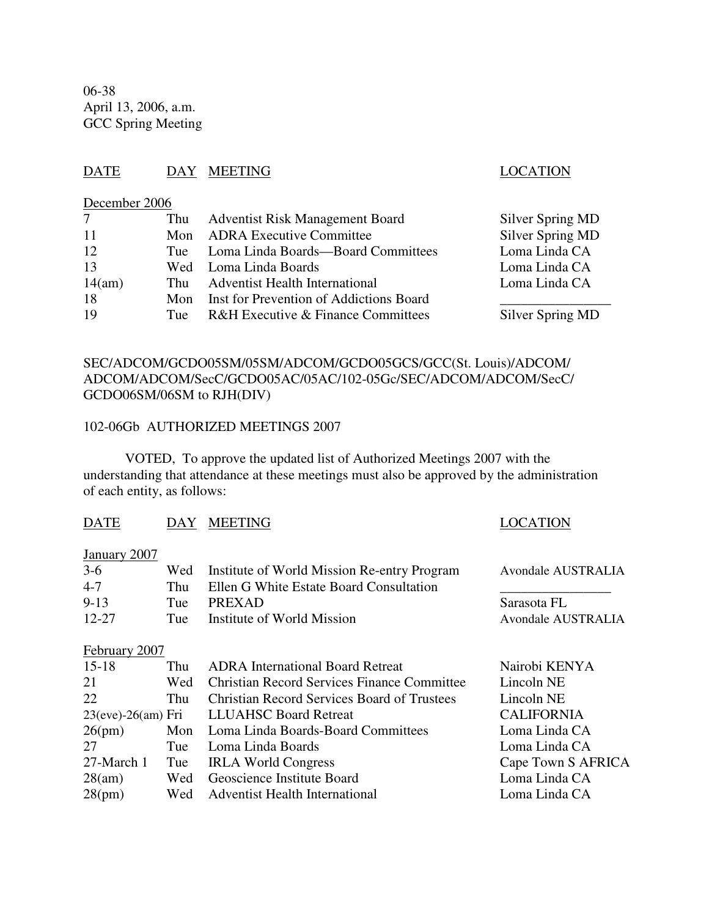06-38
April 13, 2006, a.m.
GCC Spring Meeting

| DATE | DAY | MEETING | LOCATION |
|---|---|---|---|
| December 2006 | | | |
| 7 | Thu | Adventist Risk Management Board | Silver Spring MD |
| 11 | Mon | ADRA Executive Committee | Silver Spring MD |
| 12 | Tue | Loma Linda Boards—Board Committees | Loma Linda CA |
| 13 | Wed | Loma Linda Boards | Loma Linda CA |
| 14(am) | Thu | Adventist Health International | Loma Linda CA |
| 18 | Mon | Inst for Prevention of Addictions Board | ________________ |
| 19 | Tue | R&H Executive & Finance Committees | Silver Spring MD |

SEC/ADCOM/GCDO05SM/05SM/ADCOM/GCDO05GCS/GCC(St. Louis)/ADCOM/ADCOM/ADCOM/SecC/GCDO05AC/05AC/102-05Gc/SEC/ADCOM/ADCOM/SecC/GCDO06SM/06SM to RJH(DIV)

102-06Gb AUTHORIZED MEETINGS 2007

VOTED, To approve the updated list of Authorized Meetings 2007 with the understanding that attendance at these meetings must also be approved by the administration of each entity, as follows:

| DATE | DAY | MEETING | LOCATION |
|---|---|---|---|
| January 2007 | | | |
| 3-6 | Wed | Institute of World Mission Re-entry Program | Avondale AUSTRALIA |
| 4-7 | Thu | Ellen G White Estate Board Consultation | ________________ |
| 9-13 | Tue | PREXAD | Sarasota FL |
| 12-27 | Tue | Institute of World Mission | Avondale AUSTRALIA |
| February 2007 | | | |
| 15-18 | Thu | ADRA International Board Retreat | Nairobi KENYA |
| 21 | Wed | Christian Record Services Finance Committee | Lincoln NE |
| 22 | Thu | Christian Record Services Board of Trustees | Lincoln NE |
| 23(eve)-26(am) | Fri | LLUAHSC Board Retreat | CALIFORNIA |
| 26(pm) | Mon | Loma Linda Boards-Board Committees | Loma Linda CA |
| 27 | Tue | Loma Linda Boards | Loma Linda CA |
| 27-March 1 | Tue | IRLA World Congress | Cape Town S AFRICA |
| 28(am) | Wed | Geoscience Institute Board | Loma Linda CA |
| 28(pm) | Wed | Adventist Health International | Loma Linda CA |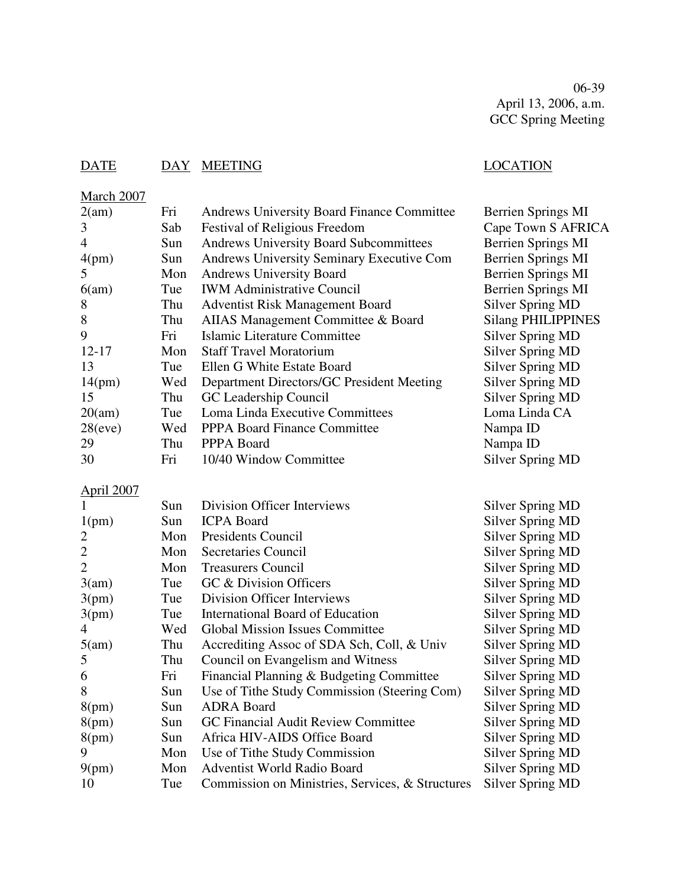06-39
April 13, 2006, a.m.
GCC Spring Meeting

| DATE | DAY | MEETING | LOCATION |
|---|---|---|---|
| **March 2007** | | | |
| 2(am) | Fri | Andrews University Board Finance Committee | Berrien Springs MI |
| 3 | Sab | Festival of Religious Freedom | Cape Town S AFRICA |
| 4 | Sun | Andrews University Board Subcommittees | Berrien Springs MI |
| 4(pm) | Sun | Andrews University Seminary Executive Com | Berrien Springs MI |
| 5 | Mon | Andrews University Board | Berrien Springs MI |
| 6(am) | Tue | IWM Administrative Council | Berrien Springs MI |
| 8 | Thu | Adventist Risk Management Board | Silver Spring MD |
| 8 | Thu | AIIAS Management Committee & Board | Silang PHILIPPINES |
| 9 | Fri | Islamic Literature Committee | Silver Spring MD |
| 12-17 | Mon | Staff Travel Moratorium | Silver Spring MD |
| 13 | Tue | Ellen G White Estate Board | Silver Spring MD |
| 14(pm) | Wed | Department Directors/GC President Meeting | Silver Spring MD |
| 15 | Thu | GC Leadership Council | Silver Spring MD |
| 20(am) | Tue | Loma Linda Executive Committees | Loma Linda CA |
| 28(eve) | Wed | PPPA Board Finance Committee | Nampa ID |
| 29 | Thu | PPPA Board | Nampa ID |
| 30 | Fri | 10/40 Window Committee | Silver Spring MD |
| **April 2007** | | | |
| 1 | Sun | Division Officer Interviews | Silver Spring MD |
| 1(pm) | Sun | ICPA Board | Silver Spring MD |
| 2 | Mon | Presidents Council | Silver Spring MD |
| 2 | Mon | Secretaries Council | Silver Spring MD |
| 2 | Mon | Treasurers Council | Silver Spring MD |
| 3(am) | Tue | GC & Division Officers | Silver Spring MD |
| 3(pm) | Tue | Division Officer Interviews | Silver Spring MD |
| 3(pm) | Tue | International Board of Education | Silver Spring MD |
| 4 | Wed | Global Mission Issues Committee | Silver Spring MD |
| 5(am) | Thu | Accrediting Assoc of SDA Sch, Coll, & Univ | Silver Spring MD |
| 5 | Thu | Council on Evangelism and Witness | Silver Spring MD |
| 6 | Fri | Financial Planning & Budgeting Committee | Silver Spring MD |
| 8 | Sun | Use of Tithe Study Commission (Steering Com) | Silver Spring MD |
| 8(pm) | Sun | ADRA Board | Silver Spring MD |
| 8(pm) | Sun | GC Financial Audit Review Committee | Silver Spring MD |
| 8(pm) | Sun | Africa HIV-AIDS Office Board | Silver Spring MD |
| 9 | Mon | Use of Tithe Study Commission | Silver Spring MD |
| 9(pm) | Mon | Adventist World Radio Board | Silver Spring MD |
| 10 | Tue | Commission on Ministries, Services, & Structures | Silver Spring MD |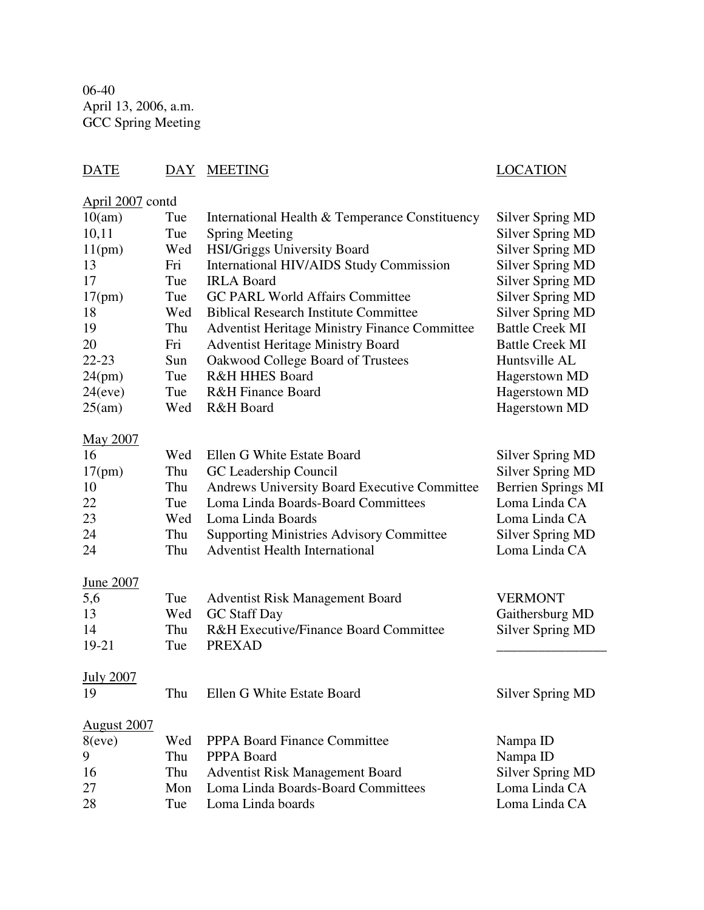06-40
April 13, 2006, a.m.
GCC Spring Meeting

| DATE | DAY | MEETING | LOCATION |
|---|---|---|---|
| April 2007 contd | | | |
| 10(am) | Tue | International Health & Temperance Constituency | Silver Spring MD |
| 10,11 | Tue | Spring Meeting | Silver Spring MD |
| 11(pm) | Wed | HSI/Griggs University Board | Silver Spring MD |
| 13 | Fri | International HIV/AIDS Study Commission | Silver Spring MD |
| 17 | Tue | IRLA Board | Silver Spring MD |
| 17(pm) | Tue | GC PARL World Affairs Committee | Silver Spring MD |
| 18 | Wed | Biblical Research Institute Committee | Silver Spring MD |
| 19 | Thu | Adventist Heritage Ministry Finance Committee | Battle Creek MI |
| 20 | Fri | Adventist Heritage Ministry Board | Battle Creek MI |
| 22-23 | Sun | Oakwood College Board of Trustees | Huntsville AL |
| 24(pm) | Tue | R&H HHES Board | Hagerstown MD |
| 24(eve) | Tue | R&H Finance Board | Hagerstown MD |
| 25(am) | Wed | R&H Board | Hagerstown MD |
| May 2007 | | | |
| 16 | Wed | Ellen G White Estate Board | Silver Spring MD |
| 17(pm) | Thu | GC Leadership Council | Silver Spring MD |
| 10 | Thu | Andrews University Board Executive Committee | Berrien Springs MI |
| 22 | Tue | Loma Linda Boards-Board Committees | Loma Linda CA |
| 23 | Wed | Loma Linda Boards | Loma Linda CA |
| 24 | Thu | Supporting Ministries Advisory Committee | Silver Spring MD |
| 24 | Thu | Adventist Health International | Loma Linda CA |
| June 2007 | | | |
| 5,6 | Tue | Adventist Risk Management Board | VERMONT |
| 13 | Wed | GC Staff Day | Gaithersburg MD |
| 14 | Thu | R&H Executive/Finance Board Committee | Silver Spring MD |
| 19-21 | Tue | PREXAD | ________________ |
| July 2007 | | | |
| 19 | Thu | Ellen G White Estate Board | Silver Spring MD |
| August 2007 | | | |
| 8(eve) | Wed | PPPA Board Finance Committee | Nampa ID |
| 9 | Thu | PPPA Board | Nampa ID |
| 16 | Thu | Adventist Risk Management Board | Silver Spring MD |
| 27 | Mon | Loma Linda Boards-Board Committees | Loma Linda CA |
| 28 | Tue | Loma Linda boards | Loma Linda CA |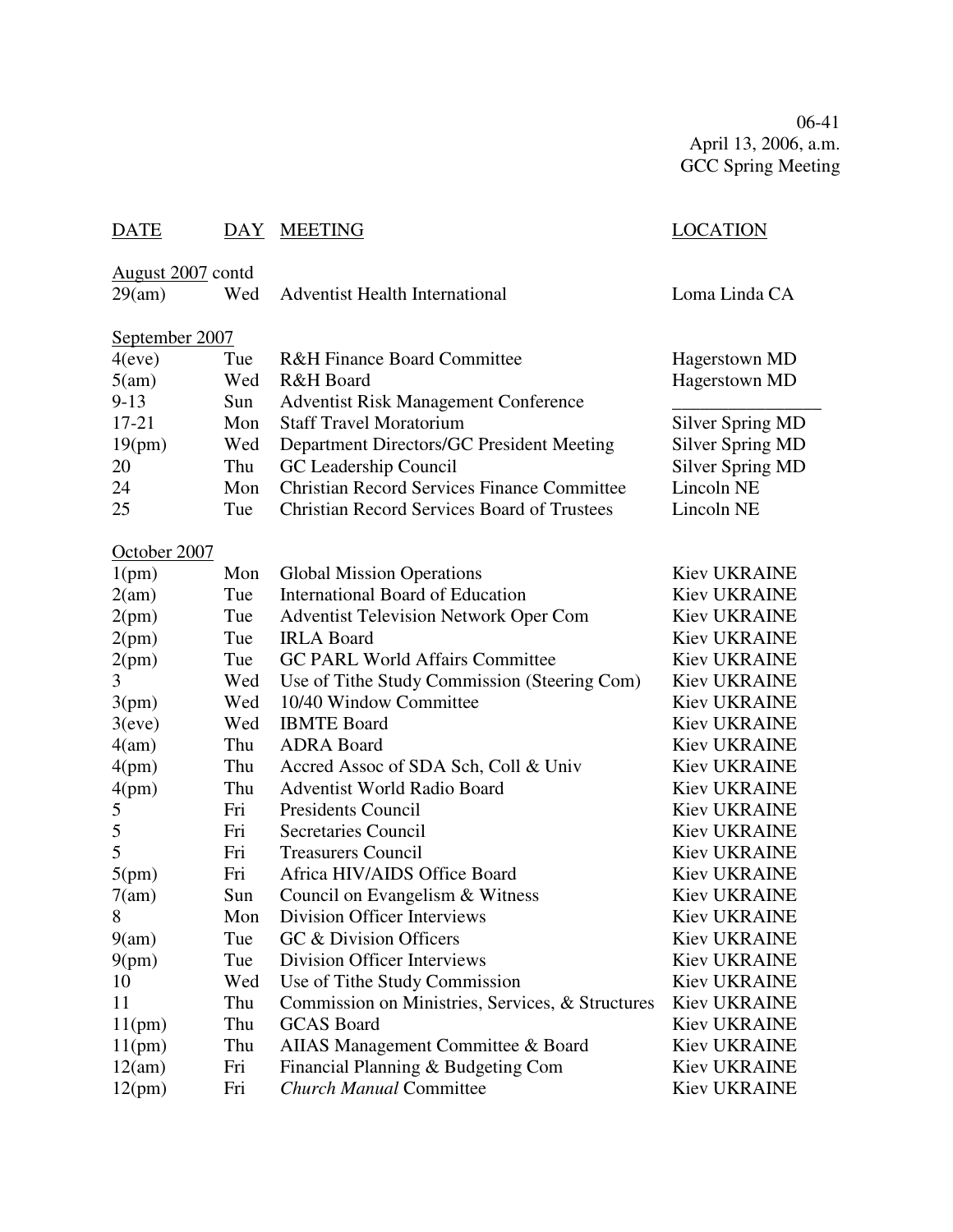06-41
April 13, 2006, a.m.
GCC Spring Meeting

| DATE | DAY | MEETING | LOCATION |
|---|---|---|---|
| August 2007 contd | | | |
| 29(am) | Wed | Adventist Health International | Loma Linda CA |
| September 2007 | | | |
| 4(eve) | Tue | R&H Finance Board Committee | Hagerstown MD |
| 5(am) | Wed | R&H Board | Hagerstown MD |
| 9-13 | Sun | Adventist Risk Management Conference | ________________ |
| 17-21 | Mon | Staff Travel Moratorium | Silver Spring MD |
| 19(pm) | Wed | Department Directors/GC President Meeting | Silver Spring MD |
| 20 | Thu | GC Leadership Council | Silver Spring MD |
| 24 | Mon | Christian Record Services Finance Committee | Lincoln NE |
| 25 | Tue | Christian Record Services Board of Trustees | Lincoln NE |
| October 2007 | | | |
| 1(pm) | Mon | Global Mission Operations | Kiev UKRAINE |
| 2(am) | Tue | International Board of Education | Kiev UKRAINE |
| 2(pm) | Tue | Adventist Television Network Oper Com | Kiev UKRAINE |
| 2(pm) | Tue | IRLA Board | Kiev UKRAINE |
| 2(pm) | Tue | GC PARL World Affairs Committee | Kiev UKRAINE |
| 3 | Wed | Use of Tithe Study Commission (Steering Com) | Kiev UKRAINE |
| 3(pm) | Wed | 10/40 Window Committee | Kiev UKRAINE |
| 3(eve) | Wed | IBMTE Board | Kiev UKRAINE |
| 4(am) | Thu | ADRA Board | Kiev UKRAINE |
| 4(pm) | Thu | Accred Assoc of SDA Sch, Coll & Univ | Kiev UKRAINE |
| 4(pm) | Thu | Adventist World Radio Board | Kiev UKRAINE |
| 5 | Fri | Presidents Council | Kiev UKRAINE |
| 5 | Fri | Secretaries Council | Kiev UKRAINE |
| 5 | Fri | Treasurers Council | Kiev UKRAINE |
| 5(pm) | Fri | Africa HIV/AIDS Office Board | Kiev UKRAINE |
| 7(am) | Sun | Council on Evangelism & Witness | Kiev UKRAINE |
| 8 | Mon | Division Officer Interviews | Kiev UKRAINE |
| 9(am) | Tue | GC & Division Officers | Kiev UKRAINE |
| 9(pm) | Tue | Division Officer Interviews | Kiev UKRAINE |
| 10 | Wed | Use of Tithe Study Commission | Kiev UKRAINE |
| 11 | Thu | Commission on Ministries, Services, & Structures | Kiev UKRAINE |
| 11(pm) | Thu | GCAS Board | Kiev UKRAINE |
| 11(pm) | Thu | AIIAS Management Committee & Board | Kiev UKRAINE |
| 12(am) | Fri | Financial Planning & Budgeting Com | Kiev UKRAINE |
| 12(pm) | Fri | *Church Manual* Committee | Kiev UKRAINE |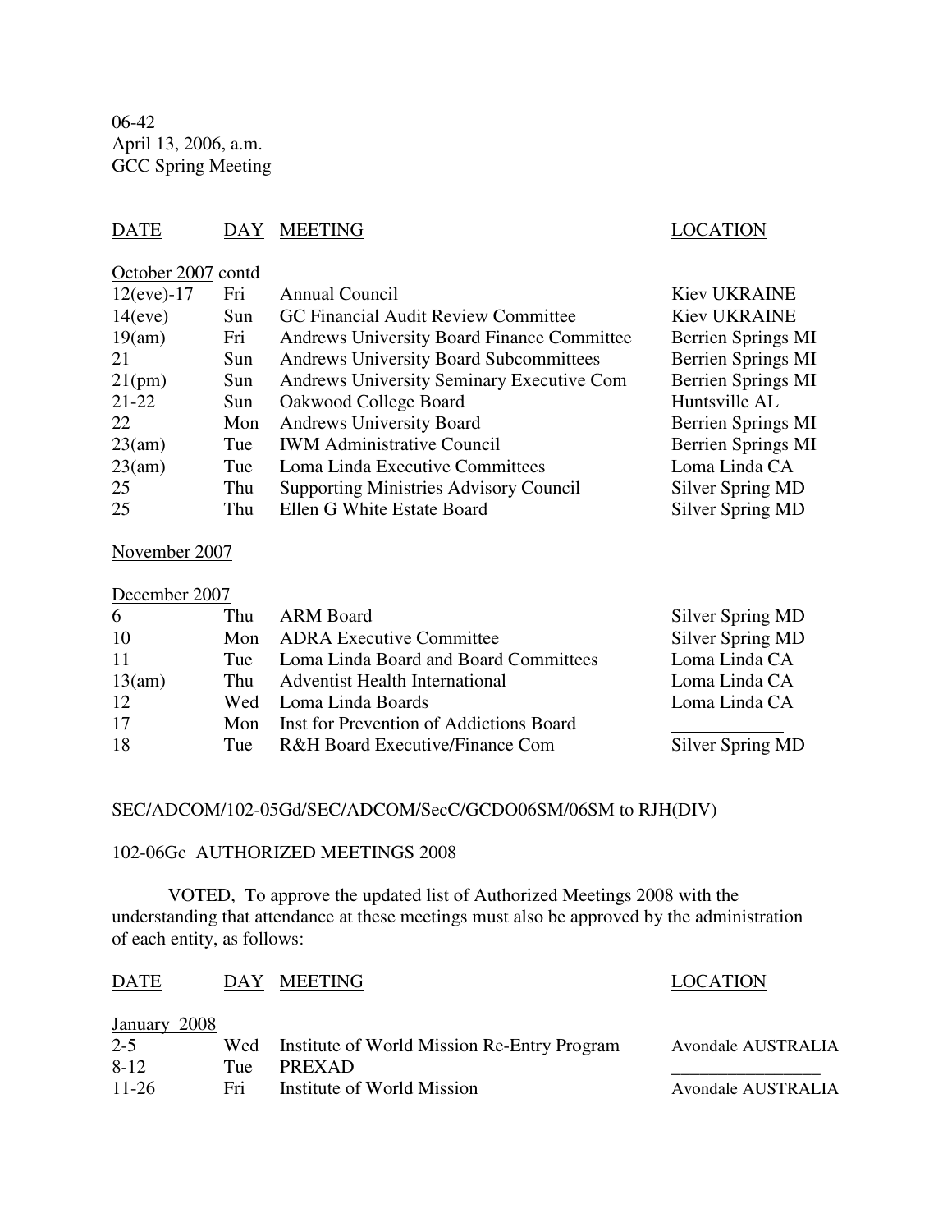06-42
April 13, 2006, a.m.
GCC Spring Meeting

| DATE | DAY | MEETING | LOCATION |
|---|---|---|---|
| October 2007 contd | | | |
| 12(eve)-17 | Fri | Annual Council | Kiev UKRAINE |
| 14(eve) | Sun | GC Financial Audit Review Committee | Kiev UKRAINE |
| 19(am) | Fri | Andrews University Board Finance Committee | Berrien Springs MI |
| 21 | Sun | Andrews University Board Subcommittees | Berrien Springs MI |
| 21(pm) | Sun | Andrews University Seminary Executive Com | Berrien Springs MI |
| 21-22 | Sun | Oakwood College Board | Huntsville AL |
| 22 | Mon | Andrews University Board | Berrien Springs MI |
| 23(am) | Tue | IWM Administrative Council | Berrien Springs MI |
| 23(am) | Tue | Loma Linda Executive Committees | Loma Linda CA |
| 25 | Thu | Supporting Ministries Advisory Council | Silver Spring MD |
| 25 | Thu | Ellen G White Estate Board | Silver Spring MD |
| November 2007 | | | |
| December 2007 | | | |
| 6 | Thu | ARM Board | Silver Spring MD |
| 10 | Mon | ADRA Executive Committee | Silver Spring MD |
| 11 | Tue | Loma Linda Board and Board Committees | Loma Linda CA |
| 13(am) | Thu | Adventist Health International | Loma Linda CA |
| 12 | Wed | Loma Linda Boards | Loma Linda CA |
| 17 | Mon | Inst for Prevention of Addictions Board | ____________ |
| 18 | Tue | R&H Board Executive/Finance Com | Silver Spring MD |

SEC/ADCOM/102-05Gd/SEC/ADCOM/SecC/GCDO06SM/06SM to RJH(DIV)

102-06Gc AUTHORIZED MEETINGS 2008

VOTED, To approve the updated list of Authorized Meetings 2008 with the understanding that attendance at these meetings must also be approved by the administration of each entity, as follows:

| DATE | DAY | MEETING | LOCATION |
|---|---|---|---|
| January 2008 | | | |
| 2-5 | Wed | Institute of World Mission Re-Entry Program | Avondale AUSTRALIA |
| 8-12 | Tue | PREXAD | ________________ |
| 11-26 | Fri | Institute of World Mission | Avondale AUSTRALIA |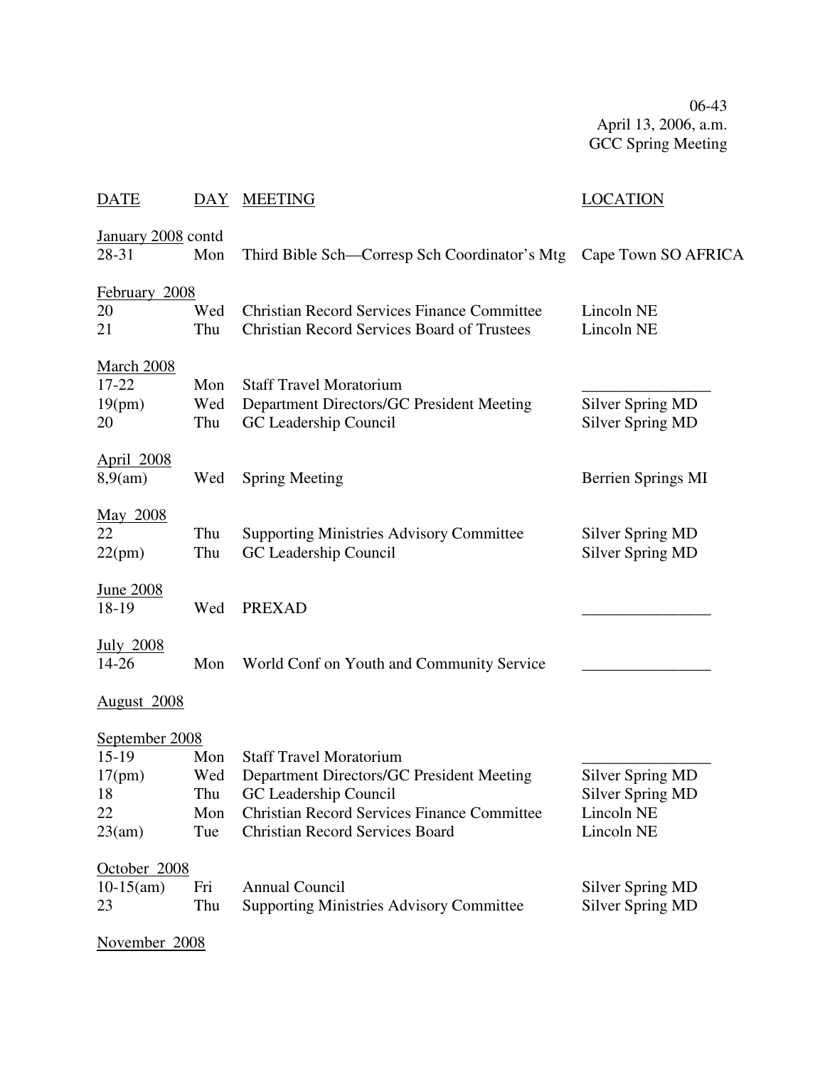06-43
April 13, 2006, a.m.
GCC Spring Meeting

| DATE | DAY | MEETING | LOCATION |
|---|---|---|---|
| January 2008 contd | | | |
| 28-31 | Mon | Third Bible Sch—Corresp Sch Coordinator's Mtg | Cape Town SO AFRICA |
| February 2008 | | | |
| 20 | Wed | Christian Record Services Finance Committee | Lincoln NE |
| 21 | Thu | Christian Record Services Board of Trustees | Lincoln NE |
| March 2008 | | | |
| 17-22 | Mon | Staff Travel Moratorium | ________________ |
| 19(pm) | Wed | Department Directors/GC President Meeting | Silver Spring MD |
| 20 | Thu | GC Leadership Council | Silver Spring MD |
| April 2008 | | | |
| 8,9(am) | Wed | Spring Meeting | Berrien Springs MI |
| May 2008 | | | |
| 22 | Thu | Supporting Ministries Advisory Committee | Silver Spring MD |
| 22(pm) | Thu | GC Leadership Council | Silver Spring MD |
| June 2008 | | | |
| 18-19 | Wed | PREXAD | ________________ |
| July 2008 | | | |
| 14-26 | Mon | World Conf on Youth and Community Service | ________________ |
| August 2008 | | | |
| September 2008 | | | |
| 15-19 | Mon | Staff Travel Moratorium | ________________ |
| 17(pm) | Wed | Department Directors/GC President Meeting | Silver Spring MD |
| 18 | Thu | GC Leadership Council | Silver Spring MD |
| 22 | Mon | Christian Record Services Finance Committee | Lincoln NE |
| 23(am) | Tue | Christian Record Services Board | Lincoln NE |
| October 2008 | | | |
| 10-15(am) | Fri | Annual Council | Silver Spring MD |
| 23 | Thu | Supporting Ministries Advisory Committee | Silver Spring MD |
| November 2008 | | | |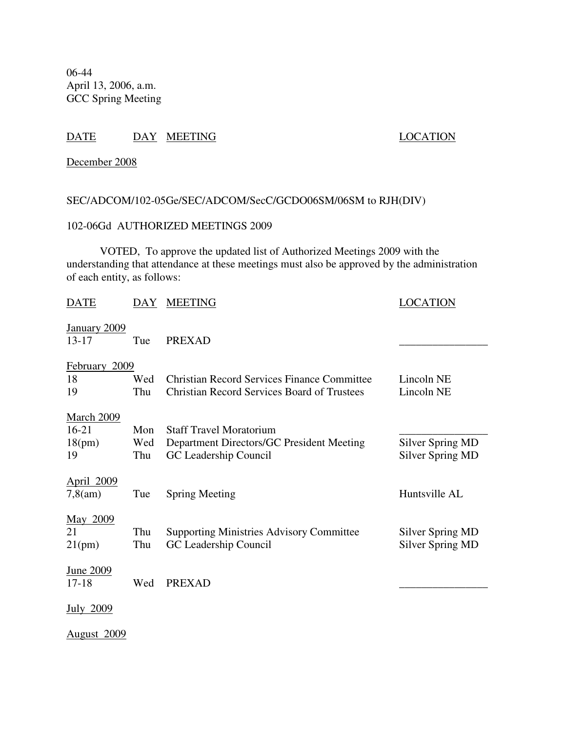06-44
April 13, 2006, a.m.
GCC Spring Meeting

| DATE | DAY | MEETING | LOCATION |
|---|---|---|---|
| December 2008 | | | |

SEC/ADCOM/102-05Ge/SEC/ADCOM/SecC/GCDO06SM/06SM to RJH(DIV)

102-06Gd AUTHORIZED MEETINGS 2009

VOTED, To approve the updated list of Authorized Meetings 2009 with the understanding that attendance at these meetings must also be approved by the administration of each entity, as follows:

| DATE | DAY | MEETING | LOCATION |
|---|---|---|---|
| January 2009 | | | |
| 13-17 | Tue | PREXAD | ________________ |
| February 2009 | | | |
| 18 | Wed | Christian Record Services Finance Committee | Lincoln NE |
| 19 | Thu | Christian Record Services Board of Trustees | Lincoln NE |
| March 2009 | | | |
| 16-21 | Mon | Staff Travel Moratorium | ________________ |
| 18(pm) | Wed | Department Directors/GC President Meeting | Silver Spring MD |
| 19 | Thu | GC Leadership Council | Silver Spring MD |
| April 2009 | | | |
| 7,8(am) | Tue | Spring Meeting | Huntsville AL |
| May 2009 | | | |
| 21 | Thu | Supporting Ministries Advisory Committee | Silver Spring MD |
| 21(pm) | Thu | GC Leadership Council | Silver Spring MD |
| June 2009 | | | |
| 17-18 | Wed | PREXAD | ________________ |
| July 2009 | | | |
| August 2009 | | | |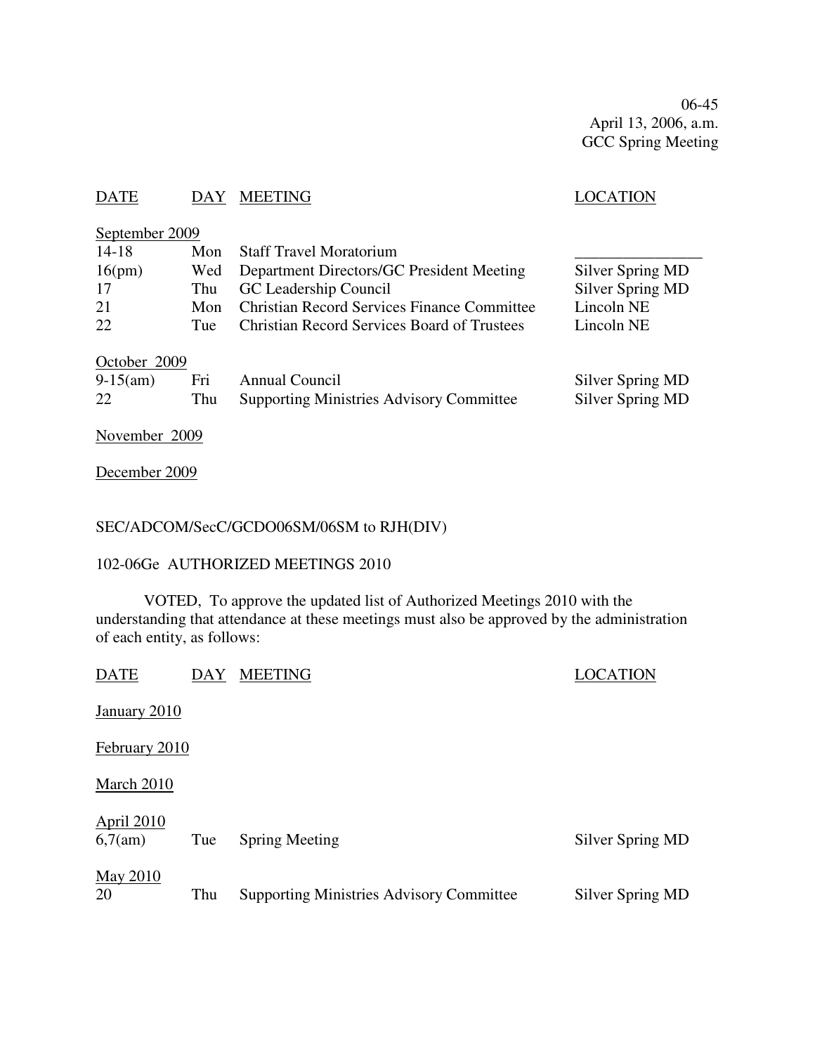06-45
April 13, 2006, a.m.
GCC Spring Meeting

| DATE | DAY | MEETING | LOCATION |
|---|---|---|---|
| September 2009 | | | |
| 14-18 | Mon | Staff Travel Moratorium | \_\_\_\_\_\_\_\_\_\_\_\_\_\_\_\_ |
| 16(pm) | Wed | Department Directors/GC President Meeting | Silver Spring MD |
| 17 | Thu | GC Leadership Council | Silver Spring MD |
| 21 | Mon | Christian Record Services Finance Committee | Lincoln NE |
| 22 | Tue | Christian Record Services Board of Trustees | Lincoln NE |
| October 2009 | | | |
| 9-15(am) | Fri | Annual Council | Silver Spring MD |
| 22 | Thu | Supporting Ministries Advisory Committee | Silver Spring MD |
| November 2009 | | | |
| December 2009 | | | |

SEC/ADCOM/SecC/GCDO06SM/06SM to RJH(DIV)

102-06Ge AUTHORIZED MEETINGS 2010

VOTED, To approve the updated list of Authorized Meetings 2010 with the understanding that attendance at these meetings must also be approved by the administration of each entity, as follows:

| DATE | DAY | MEETING | LOCATION |
|---|---|---|---|
| January 2010 | | | |
| February 2010 | | | |
| March 2010 | | | |
| April 2010 | | | |
| 6,7(am) | Tue | Spring Meeting | Silver Spring MD |
| May 2010 | | | |
| 20 | Thu | Supporting Ministries Advisory Committee | Silver Spring MD |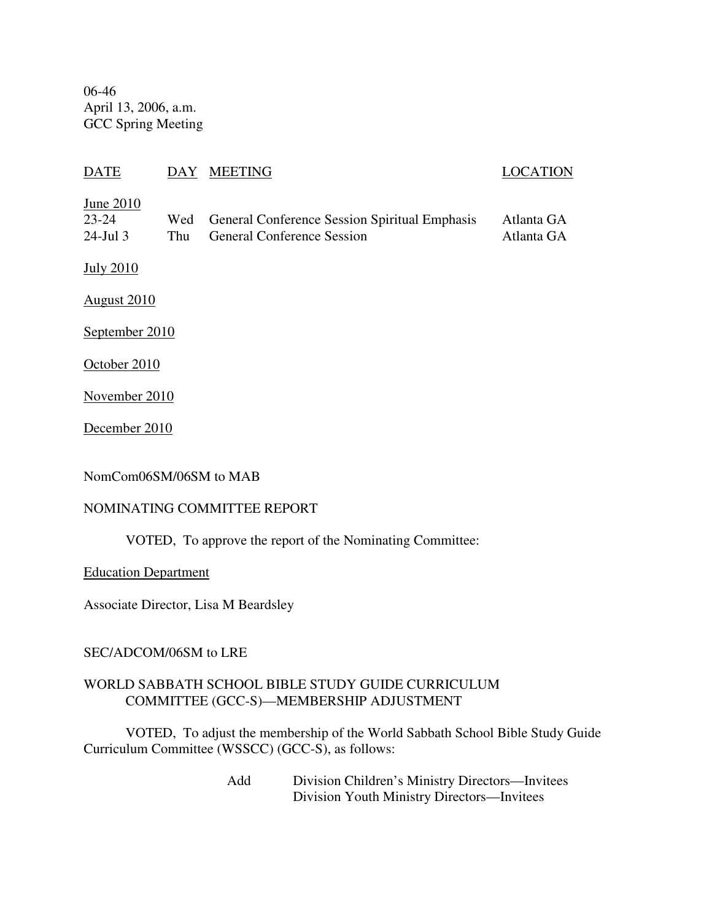06-46
April 13, 2006, a.m.
GCC Spring Meeting

| DATE | DAY | MEETING | LOCATION |
| --- | --- | --- | --- |
| June 2010 | | | |
| 23-24 | Wed | General Conference Session Spiritual Emphasis | Atlanta GA |
| 24-Jul 3 | Thu | General Conference Session | Atlanta GA |
| July 2010 | | | |
| August 2010 | | | |
| September 2010 | | | |
| October 2010 | | | |
| November 2010 | | | |
| December 2010 | | | |

NomCom06SM/06SM to MAB

NOMINATING COMMITTEE REPORT

VOTED, To approve the report of the Nominating Committee:

Education Department

Associate Director, Lisa M Beardsley

SEC/ADCOM/06SM to LRE

WORLD SABBATH SCHOOL BIBLE STUDY GUIDE CURRICULUM COMMITTEE (GCC-S)—MEMBERSHIP ADJUSTMENT

VOTED, To adjust the membership of the World Sabbath School Bible Study Guide Curriculum Committee (WSSCC) (GCC-S), as follows:

Add Division Children's Ministry Directors—Invitees
Division Youth Ministry Directors—Invitees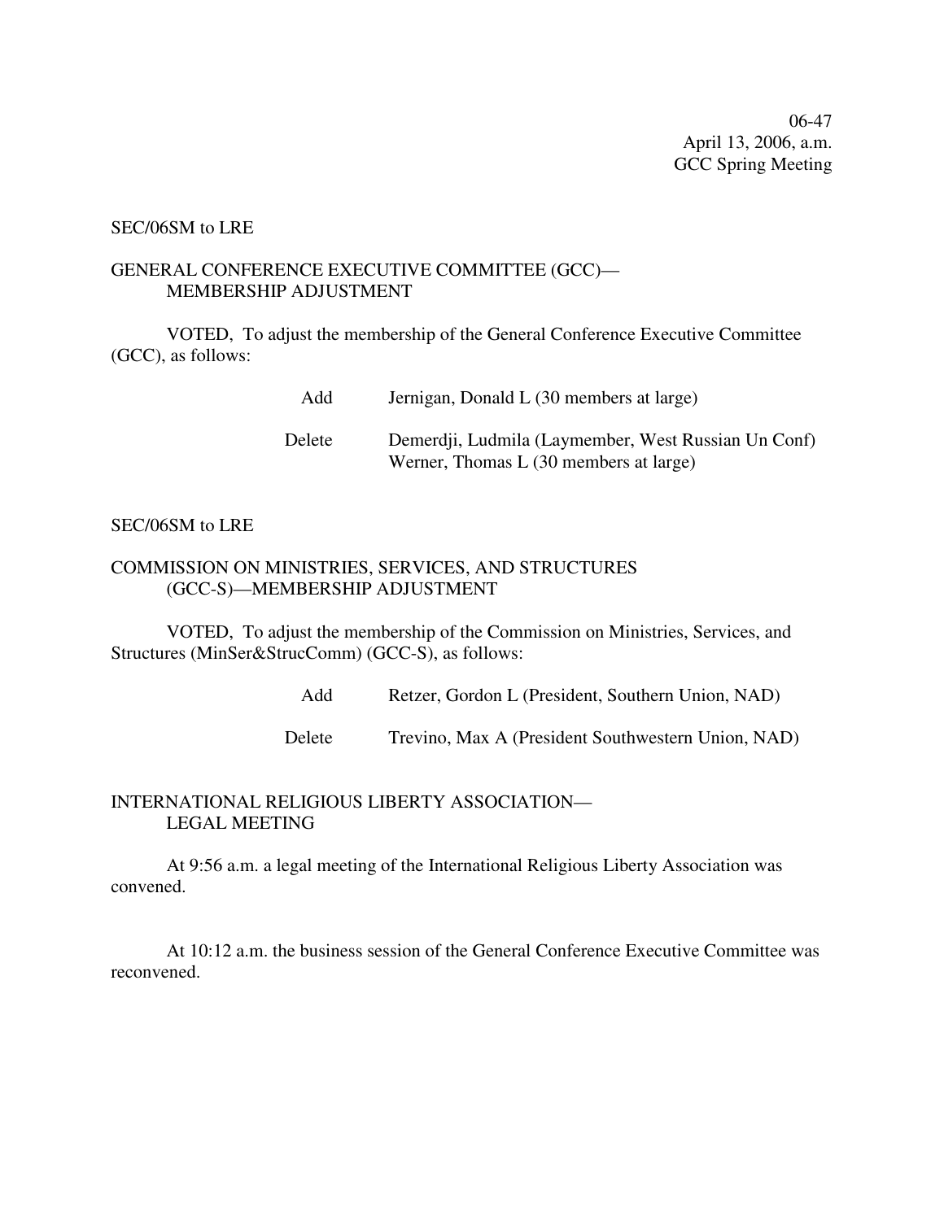06-47
April 13, 2006, a.m.
GCC Spring Meeting

SEC/06SM to LRE

GENERAL CONFERENCE EXECUTIVE COMMITTEE (GCC)—
MEMBERSHIP ADJUSTMENT

VOTED, To adjust the membership of the General Conference Executive Committee (GCC), as follows:

| | |
|---|---|
| Add | Jernigan, Donald L (30 members at large) |
| Delete | Demerdji, Ludmila (Laymember, West Russian Un Conf) |
| | Werner, Thomas L (30 members at large) |

SEC/06SM to LRE

COMMISSION ON MINISTRIES, SERVICES, AND STRUCTURES
(GCC-S)—MEMBERSHIP ADJUSTMENT

VOTED, To adjust the membership of the Commission on Ministries, Services, and Structures (MinSer&StrucComm) (GCC-S), as follows:

| | |
|---|---|
| Add | Retzer, Gordon L (President, Southern Union, NAD) |
| Delete | Trevino, Max A (President Southwestern Union, NAD) |

INTERNATIONAL RELIGIOUS LIBERTY ASSOCIATION—
LEGAL MEETING

At 9:56 a.m. a legal meeting of the International Religious Liberty Association was convened.

At 10:12 a.m. the business session of the General Conference Executive Committee was reconvened.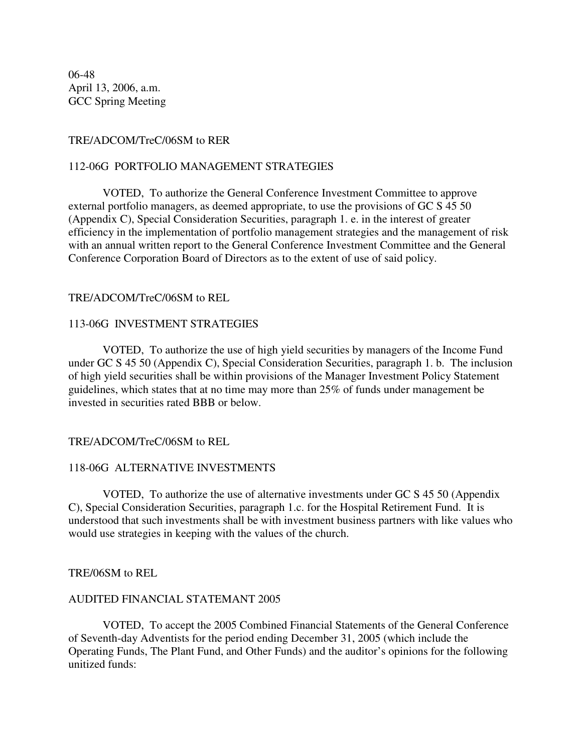06-48
April 13, 2006, a.m.
GCC Spring Meeting

TRE/ADCOM/TreC/06SM to RER

112-06G PORTFOLIO MANAGEMENT STRATEGIES

VOTED, To authorize the General Conference Investment Committee to approve external portfolio managers, as deemed appropriate, to use the provisions of GC S 45 50 (Appendix C), Special Consideration Securities, paragraph 1. e. in the interest of greater efficiency in the implementation of portfolio management strategies and the management of risk with an annual written report to the General Conference Investment Committee and the General Conference Corporation Board of Directors as to the extent of use of said policy.

TRE/ADCOM/TreC/06SM to REL

113-06G INVESTMENT STRATEGIES

VOTED, To authorize the use of high yield securities by managers of the Income Fund under GC S 45 50 (Appendix C), Special Consideration Securities, paragraph 1. b. The inclusion of high yield securities shall be within provisions of the Manager Investment Policy Statement guidelines, which states that at no time may more than 25% of funds under management be invested in securities rated BBB or below.

TRE/ADCOM/TreC/06SM to REL

118-06G ALTERNATIVE INVESTMENTS

VOTED, To authorize the use of alternative investments under GC S 45 50 (Appendix C), Special Consideration Securities, paragraph 1.c. for the Hospital Retirement Fund. It is understood that such investments shall be with investment business partners with like values who would use strategies in keeping with the values of the church.

TRE/06SM to REL

AUDITED FINANCIAL STATEMANT 2005

VOTED, To accept the 2005 Combined Financial Statements of the General Conference of Seventh-day Adventists for the period ending December 31, 2005 (which include the Operating Funds, The Plant Fund, and Other Funds) and the auditor's opinions for the following unitized funds: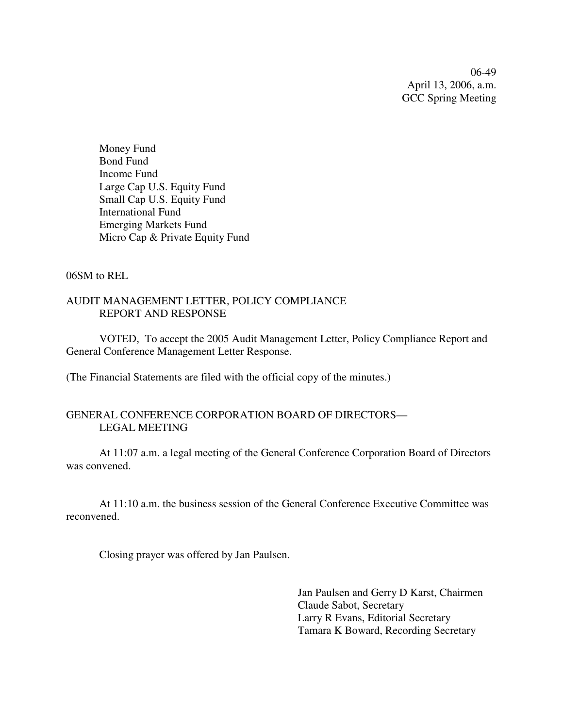Money Fund
Bond Fund
Income Fund
Large Cap U.S. Equity Fund
Small Cap U.S. Equity Fund
International Fund
Emerging Markets Fund
Micro Cap & Private Equity Fund

06SM to REL

AUDIT MANAGEMENT LETTER, POLICY COMPLIANCE REPORT AND RESPONSE

VOTED, To accept the 2005 Audit Management Letter, Policy Compliance Report and General Conference Management Letter Response.

(The Financial Statements are filed with the official copy of the minutes.)

GENERAL CONFERENCE CORPORATION BOARD OF DIRECTORS— LEGAL MEETING

At 11:07 a.m. a legal meeting of the General Conference Corporation Board of Directors was convened.

At 11:10 a.m. the business session of the General Conference Executive Committee was reconvened.

Closing prayer was offered by Jan Paulsen.

Jan Paulsen and Gerry D Karst, Chairmen
Claude Sabot, Secretary
Larry R Evans, Editorial Secretary
Tamara K Boward, Recording Secretary